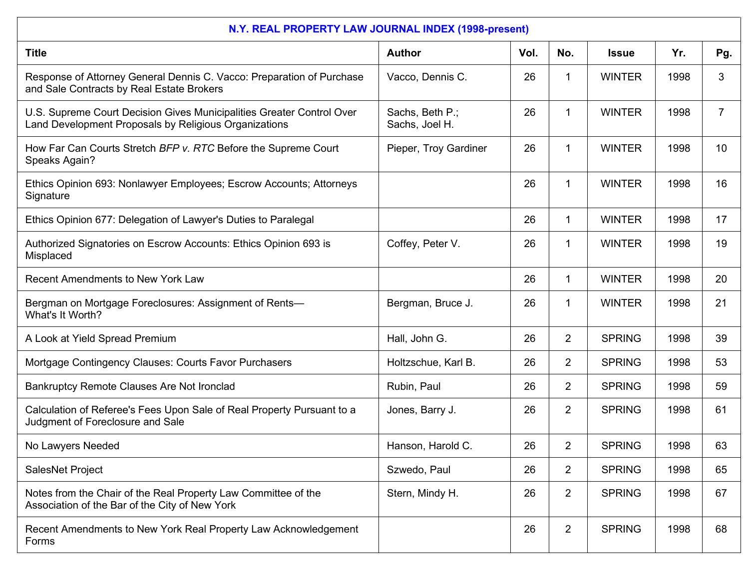| N.Y. REAL PROPERTY LAW JOURNAL INDEX (1998-present) | | | | | | |
|---|---|---|---|---|---|---|
| Title | Author | Vol. | No. | Issue | Yr. | Pg. |
| Response of Attorney General Dennis C. Vacco: Preparation of Purchase and Sale Contracts by Real Estate Brokers | Vacco, Dennis C. | 26 | 1 | WINTER | 1998 | 3 |
| U.S. Supreme Court Decision Gives Municipalities Greater Control Over Land Development Proposals by Religious Organizations | Sachs, Beth P.; Sachs, Joel H. | 26 | 1 | WINTER | 1998 | 7 |
| How Far Can Courts Stretch *BFP v. RTC* Before the Supreme Court Speaks Again? | Pieper, Troy Gardiner | 26 | 1 | WINTER | 1998 | 10 |
| Ethics Opinion 693: Nonlawyer Employees; Escrow Accounts; Attorneys Signature | | 26 | 1 | WINTER | 1998 | 16 |
| Ethics Opinion 677: Delegation of Lawyer's Duties to Paralegal | | 26 | 1 | WINTER | 1998 | 17 |
| Authorized Signatories on Escrow Accounts: Ethics Opinion 693 is Misplaced | Coffey, Peter V. | 26 | 1 | WINTER | 1998 | 19 |
| Recent Amendments to New York Law | | 26 | 1 | WINTER | 1998 | 20 |
| Bergman on Mortgage Foreclosures: Assignment of Rents—What's It Worth? | Bergman, Bruce J. | 26 | 1 | WINTER | 1998 | 21 |
| A Look at Yield Spread Premium | Hall, John G. | 26 | 2 | SPRING | 1998 | 39 |
| Mortgage Contingency Clauses: Courts Favor Purchasers | Holtzschue, Karl B. | 26 | 2 | SPRING | 1998 | 53 |
| Bankruptcy Remote Clauses Are Not Ironclad | Rubin, Paul | 26 | 2 | SPRING | 1998 | 59 |
| Calculation of Referee's Fees Upon Sale of Real Property Pursuant to a Judgment of Foreclosure and Sale | Jones, Barry J. | 26 | 2 | SPRING | 1998 | 61 |
| No Lawyers Needed | Hanson, Harold C. | 26 | 2 | SPRING | 1998 | 63 |
| SalesNet Project | Szwedo, Paul | 26 | 2 | SPRING | 1998 | 65 |
| Notes from the Chair of the Real Property Law Committee of the Association of the Bar of the City of New York | Stern, Mindy H. | 26 | 2 | SPRING | 1998 | 67 |
| Recent Amendments to New York Real Property Law Acknowledgement Forms | | 26 | 2 | SPRING | 1998 | 68 |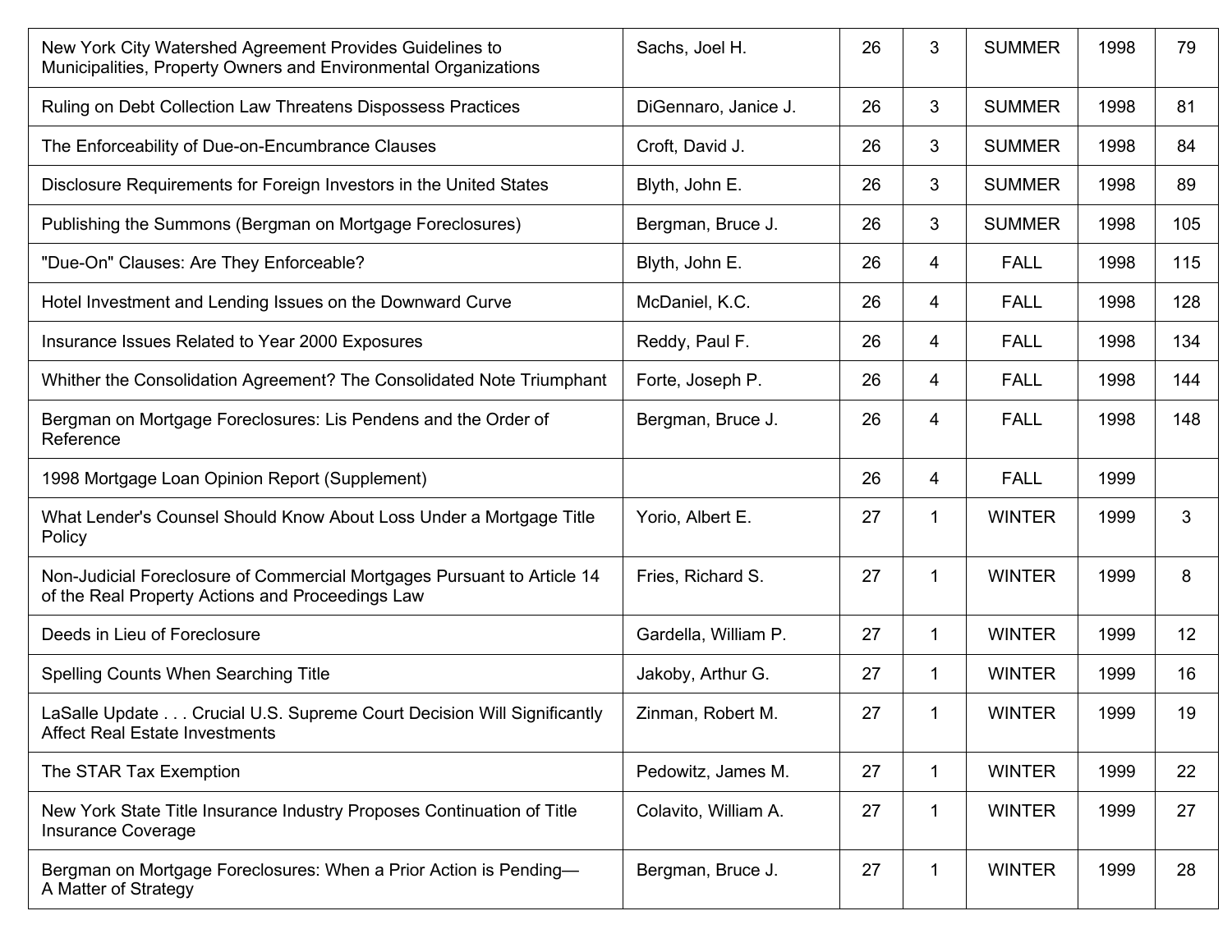| | | | | | | |
|---|---|---|---|---|---|---|
| New York City Watershed Agreement Provides Guidelines to Municipalities, Property Owners and Environmental Organizations | Sachs, Joel H. | 26 | 3 | SUMMER | 1998 | 79 |
| Ruling on Debt Collection Law Threatens Dispossess Practices | DiGennaro, Janice J. | 26 | 3 | SUMMER | 1998 | 81 |
| The Enforceability of Due-on-Encumbrance Clauses | Croft, David J. | 26 | 3 | SUMMER | 1998 | 84 |
| Disclosure Requirements for Foreign Investors in the United States | Blyth, John E. | 26 | 3 | SUMMER | 1998 | 89 |
| Publishing the Summons (Bergman on Mortgage Foreclosures) | Bergman, Bruce J. | 26 | 3 | SUMMER | 1998 | 105 |
| "Due-On" Clauses: Are They Enforceable? | Blyth, John E. | 26 | 4 | FALL | 1998 | 115 |
| Hotel Investment and Lending Issues on the Downward Curve | McDaniel, K.C. | 26 | 4 | FALL | 1998 | 128 |
| Insurance Issues Related to Year 2000 Exposures | Reddy, Paul F. | 26 | 4 | FALL | 1998 | 134 |
| Whither the Consolidation Agreement? The Consolidated Note Triumphant | Forte, Joseph P. | 26 | 4 | FALL | 1998 | 144 |
| Bergman on Mortgage Foreclosures: Lis Pendens and the Order of Reference | Bergman, Bruce J. | 26 | 4 | FALL | 1998 | 148 |
| 1998 Mortgage Loan Opinion Report (Supplement) | | 26 | 4 | FALL | 1999 | |
| What Lender's Counsel Should Know About Loss Under a Mortgage Title Policy | Yorio, Albert E. | 27 | 1 | WINTER | 1999 | 3 |
| Non-Judicial Foreclosure of Commercial Mortgages Pursuant to Article 14 of the Real Property Actions and Proceedings Law | Fries, Richard S. | 27 | 1 | WINTER | 1999 | 8 |
| Deeds in Lieu of Foreclosure | Gardella, William P. | 27 | 1 | WINTER | 1999 | 12 |
| Spelling Counts When Searching Title | Jakoby, Arthur G. | 27 | 1 | WINTER | 1999 | 16 |
| LaSalle Update . . . Crucial U.S. Supreme Court Decision Will Significantly Affect Real Estate Investments | Zinman, Robert M. | 27 | 1 | WINTER | 1999 | 19 |
| The STAR Tax Exemption | Pedowitz, James M. | 27 | 1 | WINTER | 1999 | 22 |
| New York State Title Insurance Industry Proposes Continuation of Title Insurance Coverage | Colavito, William A. | 27 | 1 | WINTER | 1999 | 27 |
| Bergman on Mortgage Foreclosures: When a Prior Action is Pending—A Matter of Strategy | Bergman, Bruce J. | 27 | 1 | WINTER | 1999 | 28 |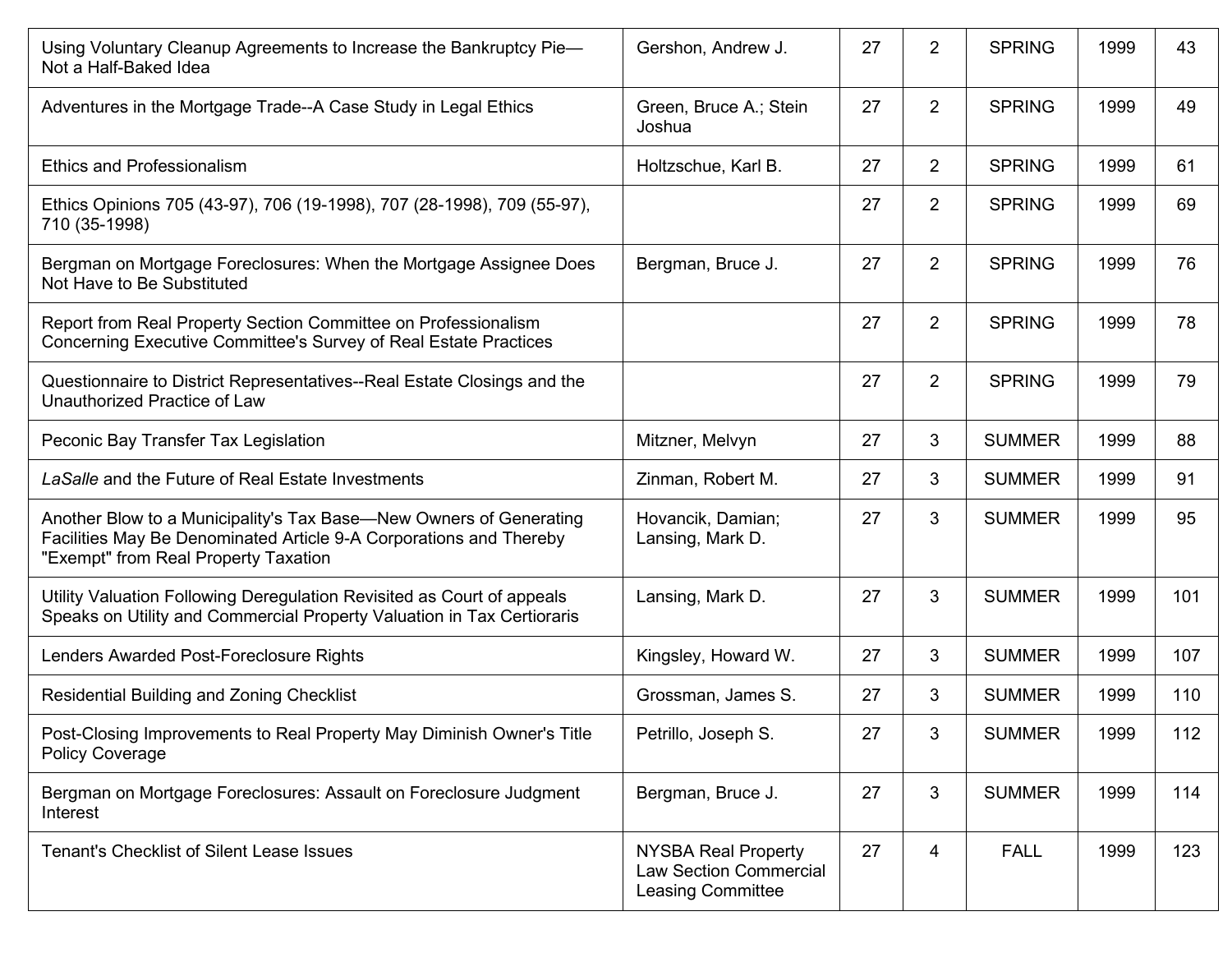| Using Voluntary Cleanup Agreements to Increase the Bankruptcy Pie—Not a Half-Baked Idea | Gershon, Andrew J. | 27 | 2 | SPRING | 1999 | 43 |
|---|---|---|---|---|---|---|
| Adventures in the Mortgage Trade--A Case Study in Legal Ethics | Green, Bruce A.; Stein Joshua | 27 | 2 | SPRING | 1999 | 49 |
| Ethics and Professionalism | Holtzschue, Karl B. | 27 | 2 | SPRING | 1999 | 61 |
| Ethics Opinions 705 (43-97), 706 (19-1998), 707 (28-1998), 709 (55-97), 710 (35-1998) | | 27 | 2 | SPRING | 1999 | 69 |
| Bergman on Mortgage Foreclosures: When the Mortgage Assignee Does Not Have to Be Substituted | Bergman, Bruce J. | 27 | 2 | SPRING | 1999 | 76 |
| Report from Real Property Section Committee on Professionalism Concerning Executive Committee's Survey of Real Estate Practices | | 27 | 2 | SPRING | 1999 | 78 |
| Questionnaire to District Representatives--Real Estate Closings and the Unauthorized Practice of Law | | 27 | 2 | SPRING | 1999 | 79 |
| Peconic Bay Transfer Tax Legislation | Mitzner, Melvyn | 27 | 3 | SUMMER | 1999 | 88 |
| *LaSalle* and the Future of Real Estate Investments | Zinman, Robert M. | 27 | 3 | SUMMER | 1999 | 91 |
| Another Blow to a Municipality's Tax Base—New Owners of Generating Facilities May Be Denominated Article 9-A Corporations and Thereby "Exempt" from Real Property Taxation | Hovancik, Damian; Lansing, Mark D. | 27 | 3 | SUMMER | 1999 | 95 |
| Utility Valuation Following Deregulation Revisited as Court of appeals Speaks on Utility and Commercial Property Valuation in Tax Certioraris | Lansing, Mark D. | 27 | 3 | SUMMER | 1999 | 101 |
| Lenders Awarded Post-Foreclosure Rights | Kingsley, Howard W. | 27 | 3 | SUMMER | 1999 | 107 |
| Residential Building and Zoning Checklist | Grossman, James S. | 27 | 3 | SUMMER | 1999 | 110 |
| Post-Closing Improvements to Real Property May Diminish Owner's Title Policy Coverage | Petrillo, Joseph S. | 27 | 3 | SUMMER | 1999 | 112 |
| Bergman on Mortgage Foreclosures: Assault on Foreclosure Judgment Interest | Bergman, Bruce J. | 27 | 3 | SUMMER | 1999 | 114 |
| Tenant's Checklist of Silent Lease Issues | NYSBA Real Property Law Section Commercial Leasing Committee | 27 | 4 | FALL | 1999 | 123 |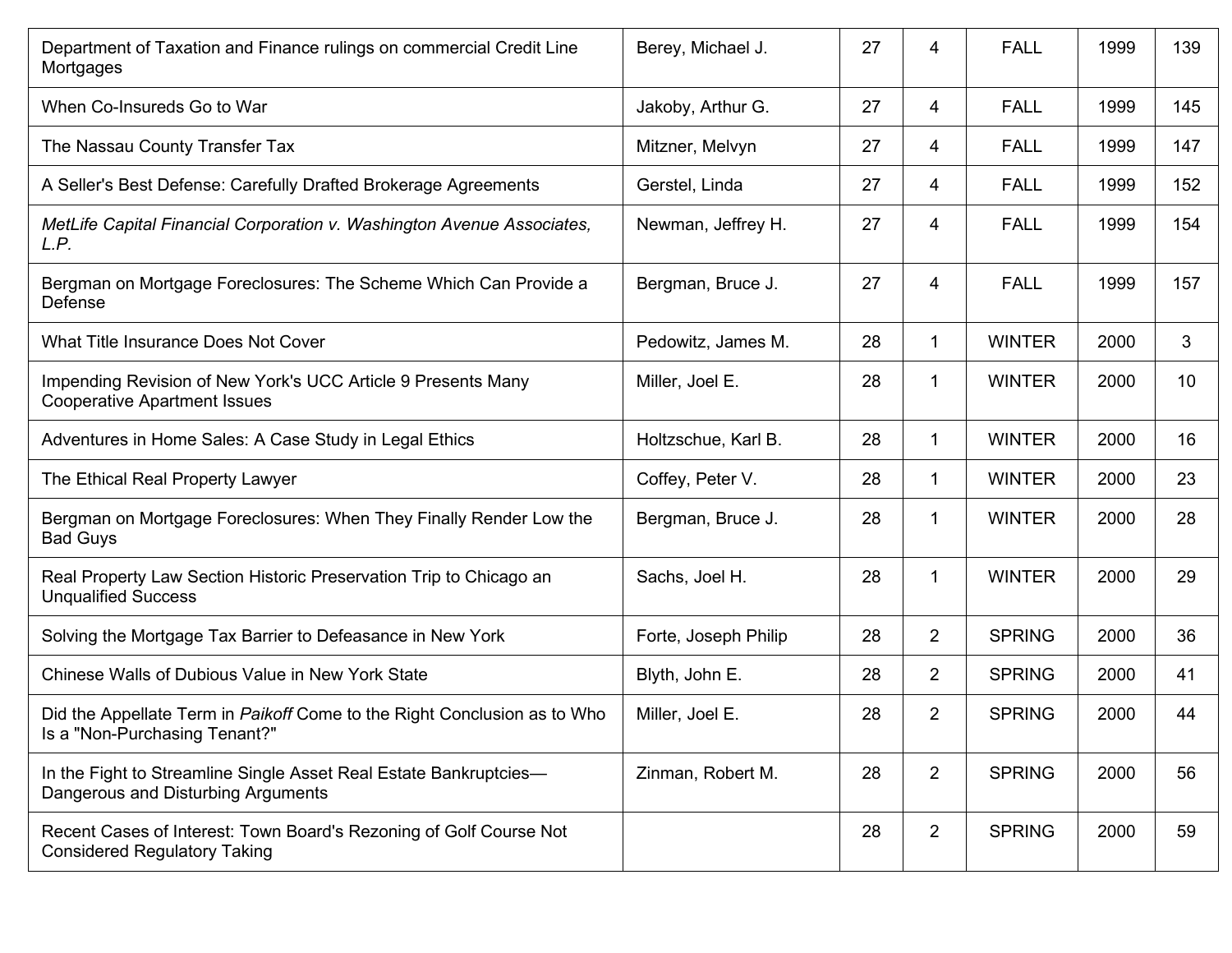| | | | | | | |
|---|---|---|---|---|---|---|
| Department of Taxation and Finance rulings on commercial Credit Line Mortgages | Berey, Michael J. | 27 | 4 | FALL | 1999 | 139 |
| When Co-Insureds Go to War | Jakoby, Arthur G. | 27 | 4 | FALL | 1999 | 145 |
| The Nassau County Transfer Tax | Mitzner, Melvyn | 27 | 4 | FALL | 1999 | 147 |
| A Seller's Best Defense: Carefully Drafted Brokerage Agreements | Gerstel, Linda | 27 | 4 | FALL | 1999 | 152 |
| *MetLife Capital Financial Corporation v. Washington Avenue Associates, L.P.* | Newman, Jeffrey H. | 27 | 4 | FALL | 1999 | 154 |
| Bergman on Mortgage Foreclosures: The Scheme Which Can Provide a Defense | Bergman, Bruce J. | 27 | 4 | FALL | 1999 | 157 |
| What Title Insurance Does Not Cover | Pedowitz, James M. | 28 | 1 | WINTER | 2000 | 3 |
| Impending Revision of New York's UCC Article 9 Presents Many Cooperative Apartment Issues | Miller, Joel E. | 28 | 1 | WINTER | 2000 | 10 |
| Adventures in Home Sales: A Case Study in Legal Ethics | Holtzschue, Karl B. | 28 | 1 | WINTER | 2000 | 16 |
| The Ethical Real Property Lawyer | Coffey, Peter V. | 28 | 1 | WINTER | 2000 | 23 |
| Bergman on Mortgage Foreclosures: When They Finally Render Low the Bad Guys | Bergman, Bruce J. | 28 | 1 | WINTER | 2000 | 28 |
| Real Property Law Section Historic Preservation Trip to Chicago an Unqualified Success | Sachs, Joel H. | 28 | 1 | WINTER | 2000 | 29 |
| Solving the Mortgage Tax Barrier to Defeasance in New York | Forte, Joseph Philip | 28 | 2 | SPRING | 2000 | 36 |
| Chinese Walls of Dubious Value in New York State | Blyth, John E. | 28 | 2 | SPRING | 2000 | 41 |
| Did the Appellate Term in *Paikoff* Come to the Right Conclusion as to Who Is a "Non-Purchasing Tenant?" | Miller, Joel E. | 28 | 2 | SPRING | 2000 | 44 |
| In the Fight to Streamline Single Asset Real Estate Bankruptcies—Dangerous and Disturbing Arguments | Zinman, Robert M. | 28 | 2 | SPRING | 2000 | 56 |
| Recent Cases of Interest: Town Board's Rezoning of Golf Course Not Considered Regulatory Taking | | 28 | 2 | SPRING | 2000 | 59 |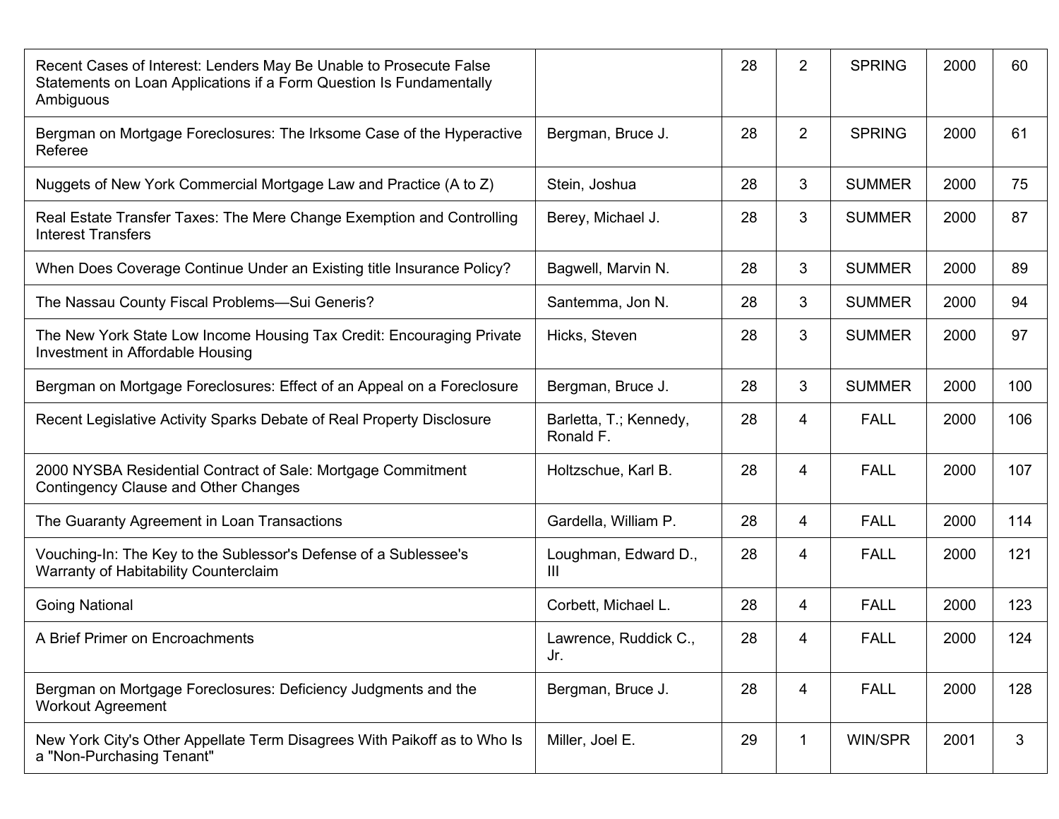| Recent Cases of Interest: Lenders May Be Unable to Prosecute False Statements on Loan Applications if a Form Question Is Fundamentally Ambiguous | | 28 | 2 | SPRING | 2000 | 60 |
|---|---|---|---|---|---|---|
| Bergman on Mortgage Foreclosures: The Irksome Case of the Hyperactive Referee | Bergman, Bruce J. | 28 | 2 | SPRING | 2000 | 61 |
| Nuggets of New York Commercial Mortgage Law and Practice (A to Z) | Stein, Joshua | 28 | 3 | SUMMER | 2000 | 75 |
| Real Estate Transfer Taxes: The Mere Change Exemption and Controlling Interest Transfers | Berey, Michael J. | 28 | 3 | SUMMER | 2000 | 87 |
| When Does Coverage Continue Under an Existing title Insurance Policy? | Bagwell, Marvin N. | 28 | 3 | SUMMER | 2000 | 89 |
| The Nassau County Fiscal Problems—Sui Generis? | Santemma, Jon N. | 28 | 3 | SUMMER | 2000 | 94 |
| The New York State Low Income Housing Tax Credit: Encouraging Private Investment in Affordable Housing | Hicks, Steven | 28 | 3 | SUMMER | 2000 | 97 |
| Bergman on Mortgage Foreclosures: Effect of an Appeal on a Foreclosure | Bergman, Bruce J. | 28 | 3 | SUMMER | 2000 | 100 |
| Recent Legislative Activity Sparks Debate of Real Property Disclosure | Barletta, T.; Kennedy, Ronald F. | 28 | 4 | FALL | 2000 | 106 |
| 2000 NYSBA Residential Contract of Sale: Mortgage Commitment Contingency Clause and Other Changes | Holtzschue, Karl B. | 28 | 4 | FALL | 2000 | 107 |
| The Guaranty Agreement in Loan Transactions | Gardella, William P. | 28 | 4 | FALL | 2000 | 114 |
| Vouching-In: The Key to the Sublessor's Defense of a Sublessee's Warranty of Habitability Counterclaim | Loughman, Edward D., III | 28 | 4 | FALL | 2000 | 121 |
| Going National | Corbett, Michael L. | 28 | 4 | FALL | 2000 | 123 |
| A Brief Primer on Encroachments | Lawrence, Ruddick C., Jr. | 28 | 4 | FALL | 2000 | 124 |
| Bergman on Mortgage Foreclosures: Deficiency Judgments and the Workout Agreement | Bergman, Bruce J. | 28 | 4 | FALL | 2000 | 128 |
| New York City's Other Appellate Term Disagrees With Paikoff as to Who Is a "Non-Purchasing Tenant" | Miller, Joel E. | 29 | 1 | WIN/SPR | 2001 | 3 |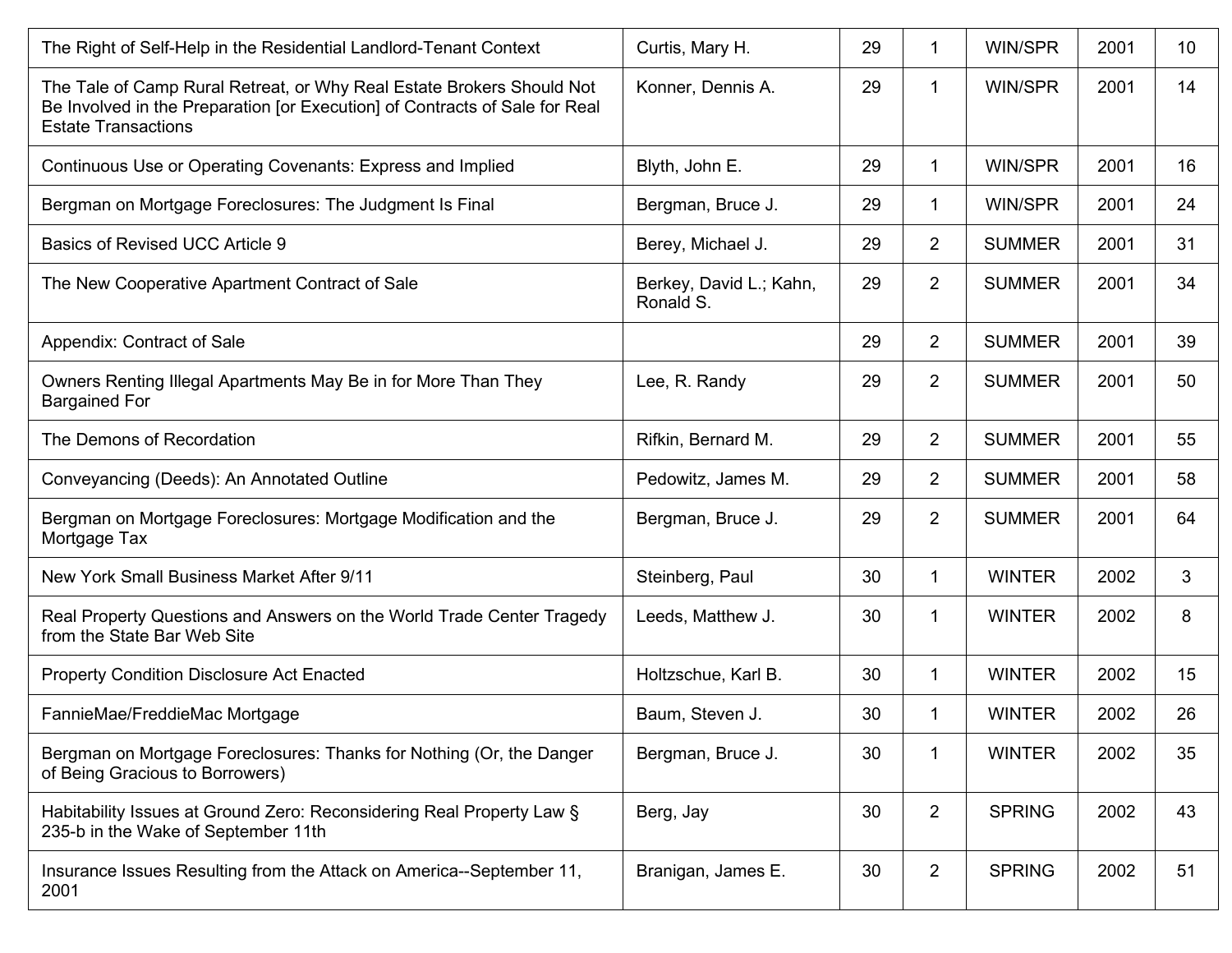| The Right of Self-Help in the Residential Landlord-Tenant Context | Curtis, Mary H. | 29 | 1 | WIN/SPR | 2001 | 10 |
|---|---|---|---|---|---|---|
| The Tale of Camp Rural Retreat, or Why Real Estate Brokers Should Not Be Involved in the Preparation [or Execution] of Contracts of Sale for Real Estate Transactions | Konner, Dennis A. | 29 | 1 | WIN/SPR | 2001 | 14 |
| Continuous Use or Operating Covenants: Express and Implied | Blyth, John E. | 29 | 1 | WIN/SPR | 2001 | 16 |
| Bergman on Mortgage Foreclosures: The Judgment Is Final | Bergman, Bruce J. | 29 | 1 | WIN/SPR | 2001 | 24 |
| Basics of Revised UCC Article 9 | Berey, Michael J. | 29 | 2 | SUMMER | 2001 | 31 |
| The New Cooperative Apartment Contract of Sale | Berkey, David L.; Kahn, Ronald S. | 29 | 2 | SUMMER | 2001 | 34 |
| Appendix: Contract of Sale | | 29 | 2 | SUMMER | 2001 | 39 |
| Owners Renting Illegal Apartments May Be in for More Than They Bargained For | Lee, R. Randy | 29 | 2 | SUMMER | 2001 | 50 |
| The Demons of Recordation | Rifkin, Bernard M. | 29 | 2 | SUMMER | 2001 | 55 |
| Conveyancing (Deeds): An Annotated Outline | Pedowitz, James M. | 29 | 2 | SUMMER | 2001 | 58 |
| Bergman on Mortgage Foreclosures: Mortgage Modification and the Mortgage Tax | Bergman, Bruce J. | 29 | 2 | SUMMER | 2001 | 64 |
| New York Small Business Market After 9/11 | Steinberg, Paul | 30 | 1 | WINTER | 2002 | 3 |
| Real Property Questions and Answers on the World Trade Center Tragedy from the State Bar Web Site | Leeds, Matthew J. | 30 | 1 | WINTER | 2002 | 8 |
| Property Condition Disclosure Act Enacted | Holtzschue, Karl B. | 30 | 1 | WINTER | 2002 | 15 |
| FannieMae/FreddieMac Mortgage | Baum, Steven J. | 30 | 1 | WINTER | 2002 | 26 |
| Bergman on Mortgage Foreclosures: Thanks for Nothing (Or, the Danger of Being Gracious to Borrowers) | Bergman, Bruce J. | 30 | 1 | WINTER | 2002 | 35 |
| Habitability Issues at Ground Zero: Reconsidering Real Property Law § 235-b in the Wake of September 11th | Berg, Jay | 30 | 2 | SPRING | 2002 | 43 |
| Insurance Issues Resulting from the Attack on America--September 11, 2001 | Branigan, James E. | 30 | 2 | SPRING | 2002 | 51 |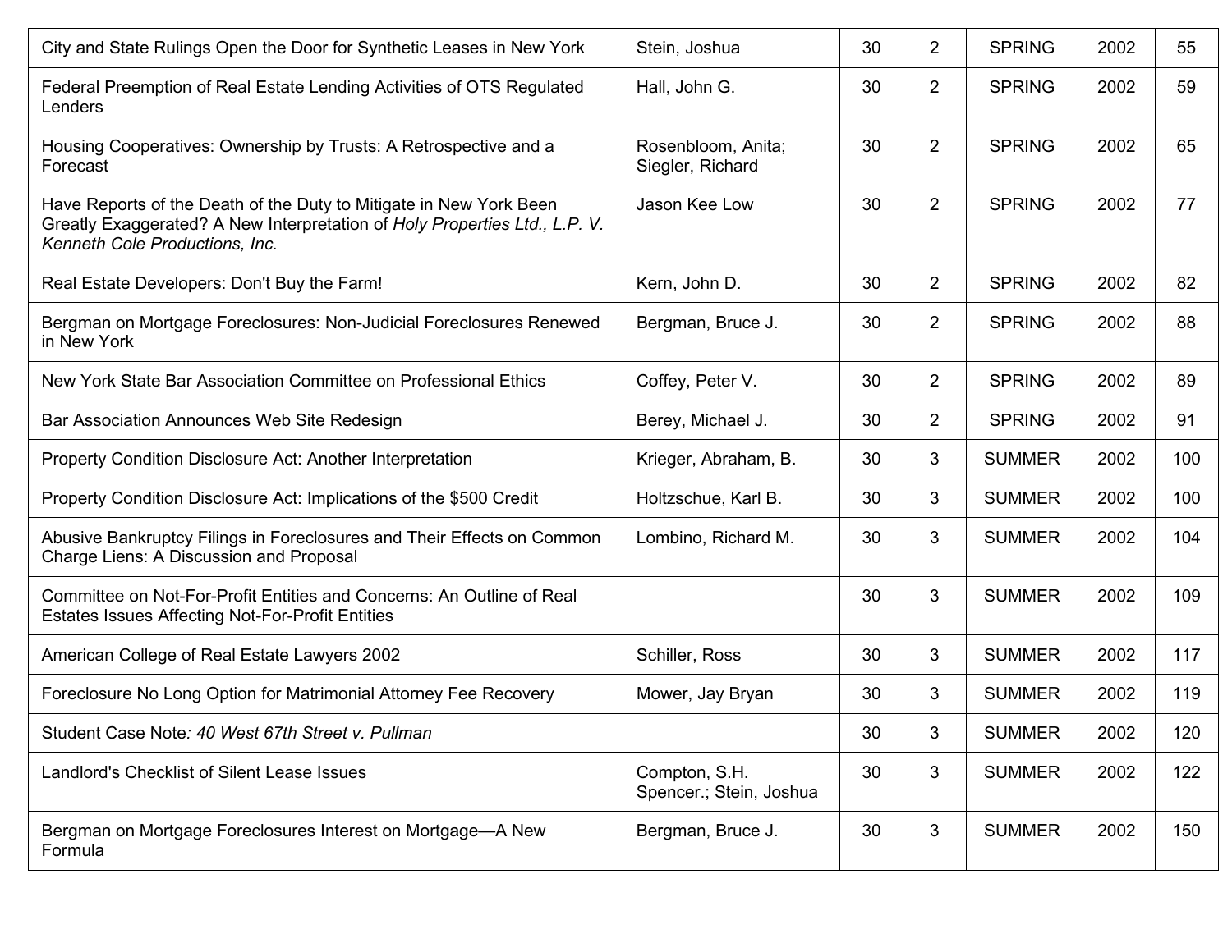| | | | | | | |
|---|---|---|---|---|---|---|
| City and State Rulings Open the Door for Synthetic Leases in New York | Stein, Joshua | 30 | 2 | SPRING | 2002 | 55 |
| Federal Preemption of Real Estate Lending Activities of OTS Regulated Lenders | Hall, John G. | 30 | 2 | SPRING | 2002 | 59 |
| Housing Cooperatives: Ownership by Trusts: A Retrospective and a Forecast | Rosenbloom, Anita; Siegler, Richard | 30 | 2 | SPRING | 2002 | 65 |
| Have Reports of the Death of the Duty to Mitigate in New York Been Greatly Exaggerated? A New Interpretation of *Holy Properties Ltd., L.P. V. Kenneth Cole Productions, Inc.* | Jason Kee Low | 30 | 2 | SPRING | 2002 | 77 |
| Real Estate Developers: Don't Buy the Farm! | Kern, John D. | 30 | 2 | SPRING | 2002 | 82 |
| Bergman on Mortgage Foreclosures: Non-Judicial Foreclosures Renewed in New York | Bergman, Bruce J. | 30 | 2 | SPRING | 2002 | 88 |
| New York State Bar Association Committee on Professional Ethics | Coffey, Peter V. | 30 | 2 | SPRING | 2002 | 89 |
| Bar Association Announces Web Site Redesign | Berey, Michael J. | 30 | 2 | SPRING | 2002 | 91 |
| Property Condition Disclosure Act: Another Interpretation | Krieger, Abraham, B. | 30 | 3 | SUMMER | 2002 | 100 |
| Property Condition Disclosure Act: Implications of the $500 Credit | Holtzschue, Karl B. | 30 | 3 | SUMMER | 2002 | 100 |
| Abusive Bankruptcy Filings in Foreclosures and Their Effects on Common Charge Liens: A Discussion and Proposal | Lombino, Richard M. | 30 | 3 | SUMMER | 2002 | 104 |
| Committee on Not-For-Profit Entities and Concerns: An Outline of Real Estates Issues Affecting Not-For-Profit Entities | | 30 | 3 | SUMMER | 2002 | 109 |
| American College of Real Estate Lawyers 2002 | Schiller, Ross | 30 | 3 | SUMMER | 2002 | 117 |
| Foreclosure No Long Option for Matrimonial Attorney Fee Recovery | Mower, Jay Bryan | 30 | 3 | SUMMER | 2002 | 119 |
| Student Case Note*: 40 West 67th Street v. Pullman* | | 30 | 3 | SUMMER | 2002 | 120 |
| Landlord's Checklist of Silent Lease Issues | Compton, S.H. Spencer.; Stein, Joshua | 30 | 3 | SUMMER | 2002 | 122 |
| Bergman on Mortgage Foreclosures Interest on Mortgage—A New Formula | Bergman, Bruce J. | 30 | 3 | SUMMER | 2002 | 150 |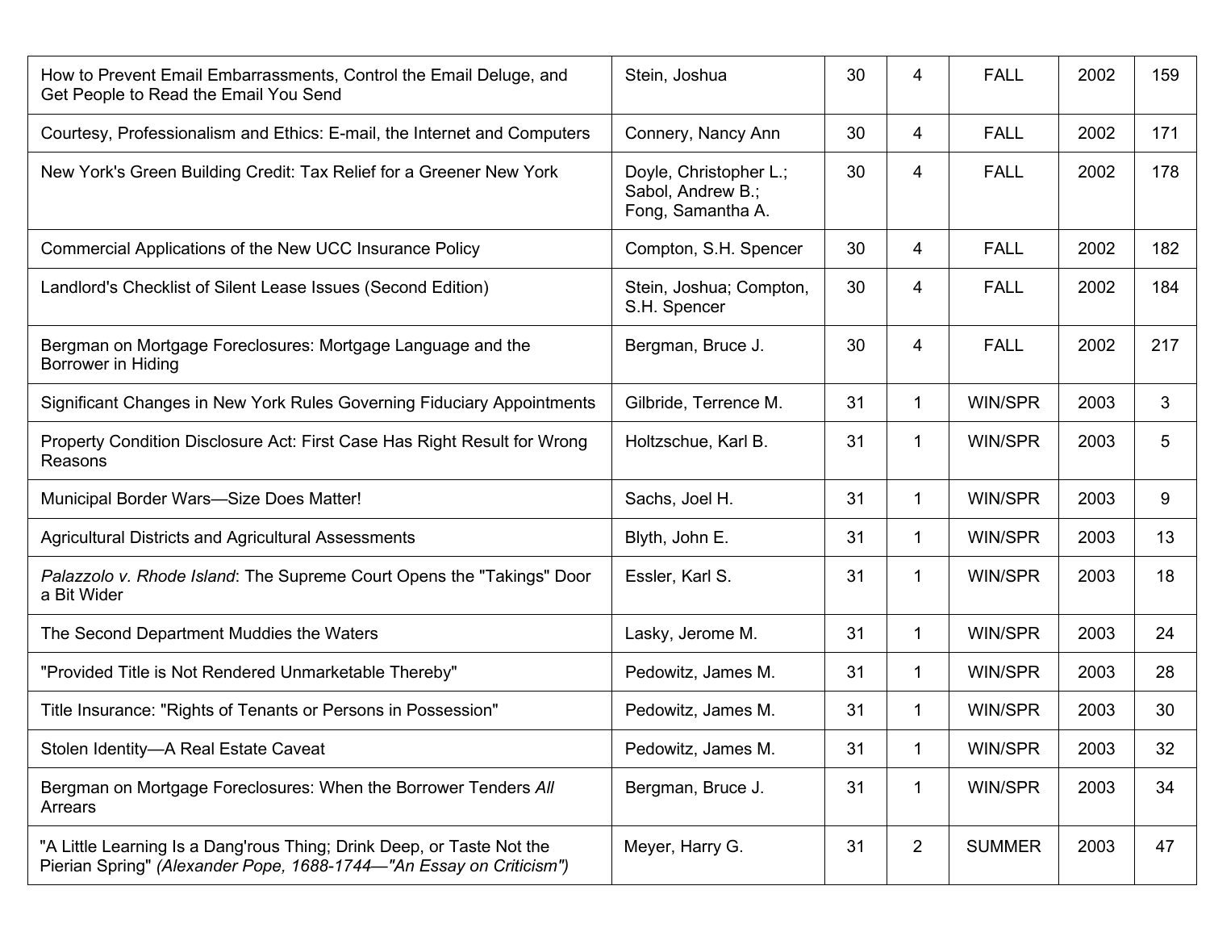| | | | | | | |
|---|---|---|---|---|---|---|
| How to Prevent Email Embarrassments, Control the Email Deluge, and Get People to Read the Email You Send | Stein, Joshua | 30 | 4 | FALL | 2002 | 159 |
| Courtesy, Professionalism and Ethics: E-mail, the Internet and Computers | Connery, Nancy Ann | 30 | 4 | FALL | 2002 | 171 |
| New York's Green Building Credit: Tax Relief for a Greener New York | Doyle, Christopher L.; Sabol, Andrew B.; Fong, Samantha A. | 30 | 4 | FALL | 2002 | 178 |
| Commercial Applications of the New UCC Insurance Policy | Compton, S.H. Spencer | 30 | 4 | FALL | 2002 | 182 |
| Landlord's Checklist of Silent Lease Issues (Second Edition) | Stein, Joshua; Compton, S.H. Spencer | 30 | 4 | FALL | 2002 | 184 |
| Bergman on Mortgage Foreclosures: Mortgage Language and the Borrower in Hiding | Bergman, Bruce J. | 30 | 4 | FALL | 2002 | 217 |
| Significant Changes in New York Rules Governing Fiduciary Appointments | Gilbride, Terrence M. | 31 | 1 | WIN/SPR | 2003 | 3 |
| Property Condition Disclosure Act: First Case Has Right Result for Wrong Reasons | Holtzschue, Karl B. | 31 | 1 | WIN/SPR | 2003 | 5 |
| Municipal Border Wars—Size Does Matter! | Sachs, Joel H. | 31 | 1 | WIN/SPR | 2003 | 9 |
| Agricultural Districts and Agricultural Assessments | Blyth, John E. | 31 | 1 | WIN/SPR | 2003 | 13 |
| *Palazzolo v. Rhode Island*: The Supreme Court Opens the "Takings" Door a Bit Wider | Essler, Karl S. | 31 | 1 | WIN/SPR | 2003 | 18 |
| The Second Department Muddies the Waters | Lasky, Jerome M. | 31 | 1 | WIN/SPR | 2003 | 24 |
| "Provided Title is Not Rendered Unmarketable Thereby" | Pedowitz, James M. | 31 | 1 | WIN/SPR | 2003 | 28 |
| Title Insurance: "Rights of Tenants or Persons in Possession" | Pedowitz, James M. | 31 | 1 | WIN/SPR | 2003 | 30 |
| Stolen Identity—A Real Estate Caveat | Pedowitz, James M. | 31 | 1 | WIN/SPR | 2003 | 32 |
| Bergman on Mortgage Foreclosures: When the Borrower Tenders *All* Arrears | Bergman, Bruce J. | 31 | 1 | WIN/SPR | 2003 | 34 |
| "A Little Learning Is a Dang'rous Thing; Drink Deep, or Taste Not the Pierian Spring" *(Alexander Pope, 1688-1744—"An Essay on Criticism")* | Meyer, Harry G. | 31 | 2 | SUMMER | 2003 | 47 |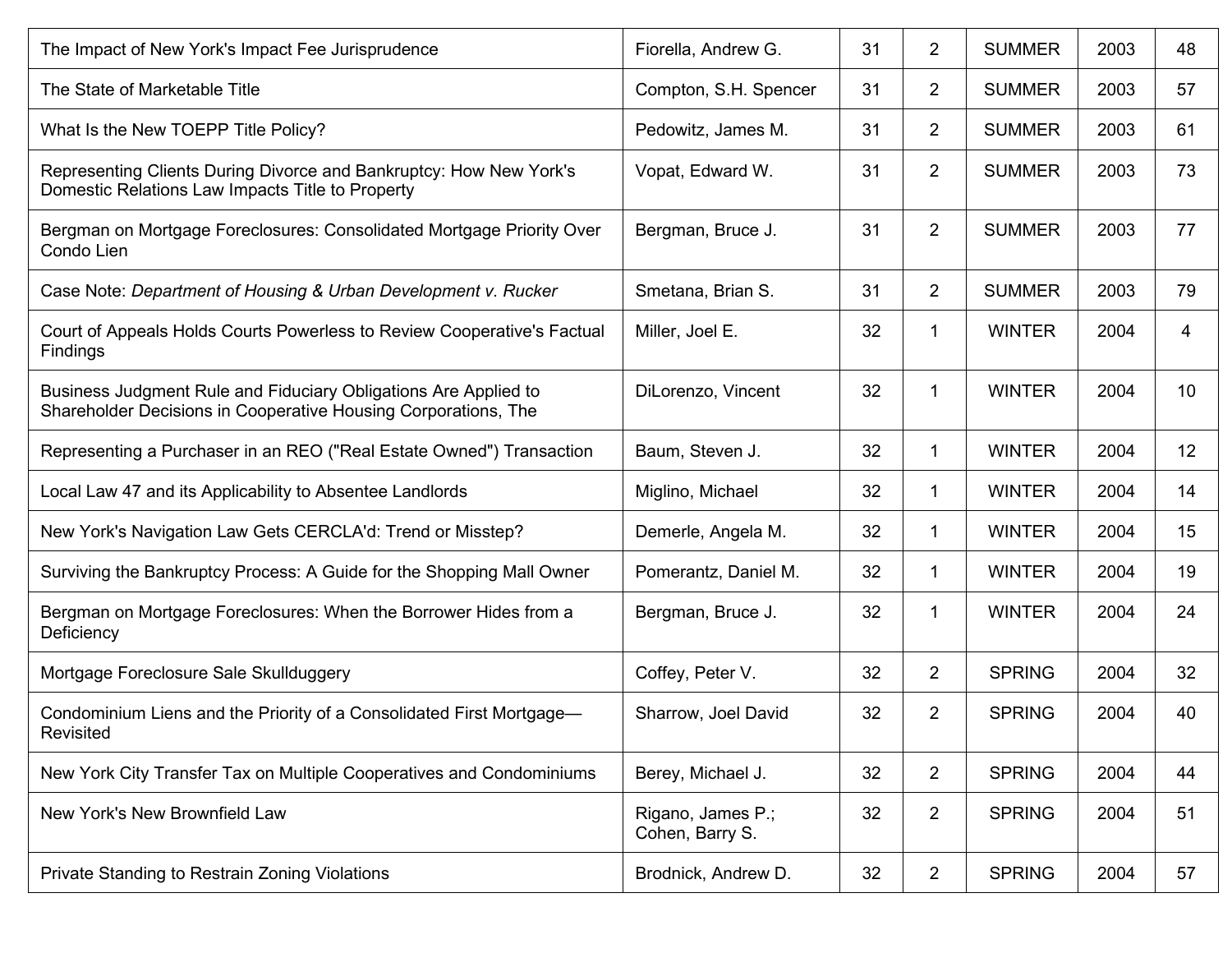| | | | | | | |
|---|---|---|---|---|---|---|
| The Impact of New York's Impact Fee Jurisprudence | Fiorella, Andrew G. | 31 | 2 | SUMMER | 2003 | 48 |
| The State of Marketable Title | Compton, S.H. Spencer | 31 | 2 | SUMMER | 2003 | 57 |
| What Is the New TOEPP Title Policy? | Pedowitz, James M. | 31 | 2 | SUMMER | 2003 | 61 |
| Representing Clients During Divorce and Bankruptcy: How New York's Domestic Relations Law Impacts Title to Property | Vopat, Edward W. | 31 | 2 | SUMMER | 2003 | 73 |
| Bergman on Mortgage Foreclosures: Consolidated Mortgage Priority Over Condo Lien | Bergman, Bruce J. | 31 | 2 | SUMMER | 2003 | 77 |
| Case Note: *Department of Housing & Urban Development v. Rucker* | Smetana, Brian S. | 31 | 2 | SUMMER | 2003 | 79 |
| Court of Appeals Holds Courts Powerless to Review Cooperative's Factual Findings | Miller, Joel E. | 32 | 1 | WINTER | 2004 | 4 |
| Business Judgment Rule and Fiduciary Obligations Are Applied to Shareholder Decisions in Cooperative Housing Corporations, The | DiLorenzo, Vincent | 32 | 1 | WINTER | 2004 | 10 |
| Representing a Purchaser in an REO ("Real Estate Owned") Transaction | Baum, Steven J. | 32 | 1 | WINTER | 2004 | 12 |
| Local Law 47 and its Applicability to Absentee Landlords | Miglino, Michael | 32 | 1 | WINTER | 2004 | 14 |
| New York's Navigation Law Gets CERCLA'd: Trend or Misstep? | Demerle, Angela M. | 32 | 1 | WINTER | 2004 | 15 |
| Surviving the Bankruptcy Process: A Guide for the Shopping Mall Owner | Pomerantz, Daniel M. | 32 | 1 | WINTER | 2004 | 19 |
| Bergman on Mortgage Foreclosures: When the Borrower Hides from a Deficiency | Bergman, Bruce J. | 32 | 1 | WINTER | 2004 | 24 |
| Mortgage Foreclosure Sale Skullduggery | Coffey, Peter V. | 32 | 2 | SPRING | 2004 | 32 |
| Condominium Liens and the Priority of a Consolidated First Mortgage—Revisited | Sharrow, Joel David | 32 | 2 | SPRING | 2004 | 40 |
| New York City Transfer Tax on Multiple Cooperatives and Condominiums | Berey, Michael J. | 32 | 2 | SPRING | 2004 | 44 |
| New York's New Brownfield Law | Rigano, James P.; Cohen, Barry S. | 32 | 2 | SPRING | 2004 | 51 |
| Private Standing to Restrain Zoning Violations | Brodnick, Andrew D. | 32 | 2 | SPRING | 2004 | 57 |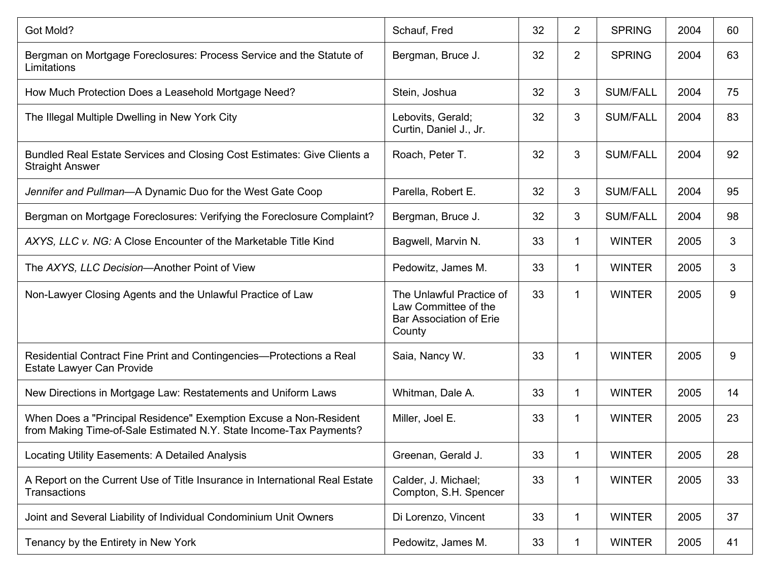| | | | | | | |
|---|---|---|---|---|---|---|
| Got Mold? | Schauf, Fred | 32 | 2 | SPRING | 2004 | 60 |
| Bergman on Mortgage Foreclosures: Process Service and the Statute of Limitations | Bergman, Bruce J. | 32 | 2 | SPRING | 2004 | 63 |
| How Much Protection Does a Leasehold Mortgage Need? | Stein, Joshua | 32 | 3 | SUM/FALL | 2004 | 75 |
| The Illegal Multiple Dwelling in New York City | Lebovits, Gerald; Curtin, Daniel J., Jr. | 32 | 3 | SUM/FALL | 2004 | 83 |
| Bundled Real Estate Services and Closing Cost Estimates: Give Clients a Straight Answer | Roach, Peter T. | 32 | 3 | SUM/FALL | 2004 | 92 |
| *Jennifer and Pullman*—A Dynamic Duo for the West Gate Coop | Parella, Robert E. | 32 | 3 | SUM/FALL | 2004 | 95 |
| Bergman on Mortgage Foreclosures: Verifying the Foreclosure Complaint? | Bergman, Bruce J. | 32 | 3 | SUM/FALL | 2004 | 98 |
| *AXYS, LLC v. NG:* A Close Encounter of the Marketable Title Kind | Bagwell, Marvin N. | 33 | 1 | WINTER | 2005 | 3 |
| The *AXYS, LLC Decision*—Another Point of View | Pedowitz, James M. | 33 | 1 | WINTER | 2005 | 3 |
| Non-Lawyer Closing Agents and the Unlawful Practice of Law | The Unlawful Practice of Law Committee of the Bar Association of Erie County | 33 | 1 | WINTER | 2005 | 9 |
| Residential Contract Fine Print and Contingencies—Protections a Real Estate Lawyer Can Provide | Saia, Nancy W. | 33 | 1 | WINTER | 2005 | 9 |
| New Directions in Mortgage Law: Restatements and Uniform Laws | Whitman, Dale A. | 33 | 1 | WINTER | 2005 | 14 |
| When Does a "Principal Residence" Exemption Excuse a Non-Resident from Making Time-of-Sale Estimated N.Y. State Income-Tax Payments? | Miller, Joel E. | 33 | 1 | WINTER | 2005 | 23 |
| Locating Utility Easements: A Detailed Analysis | Greenan, Gerald J. | 33 | 1 | WINTER | 2005 | 28 |
| A Report on the Current Use of Title Insurance in International Real Estate Transactions | Calder, J. Michael; Compton, S.H. Spencer | 33 | 1 | WINTER | 2005 | 33 |
| Joint and Several Liability of Individual Condominium Unit Owners | Di Lorenzo, Vincent | 33 | 1 | WINTER | 2005 | 37 |
| Tenancy by the Entirety in New York | Pedowitz, James M. | 33 | 1 | WINTER | 2005 | 41 |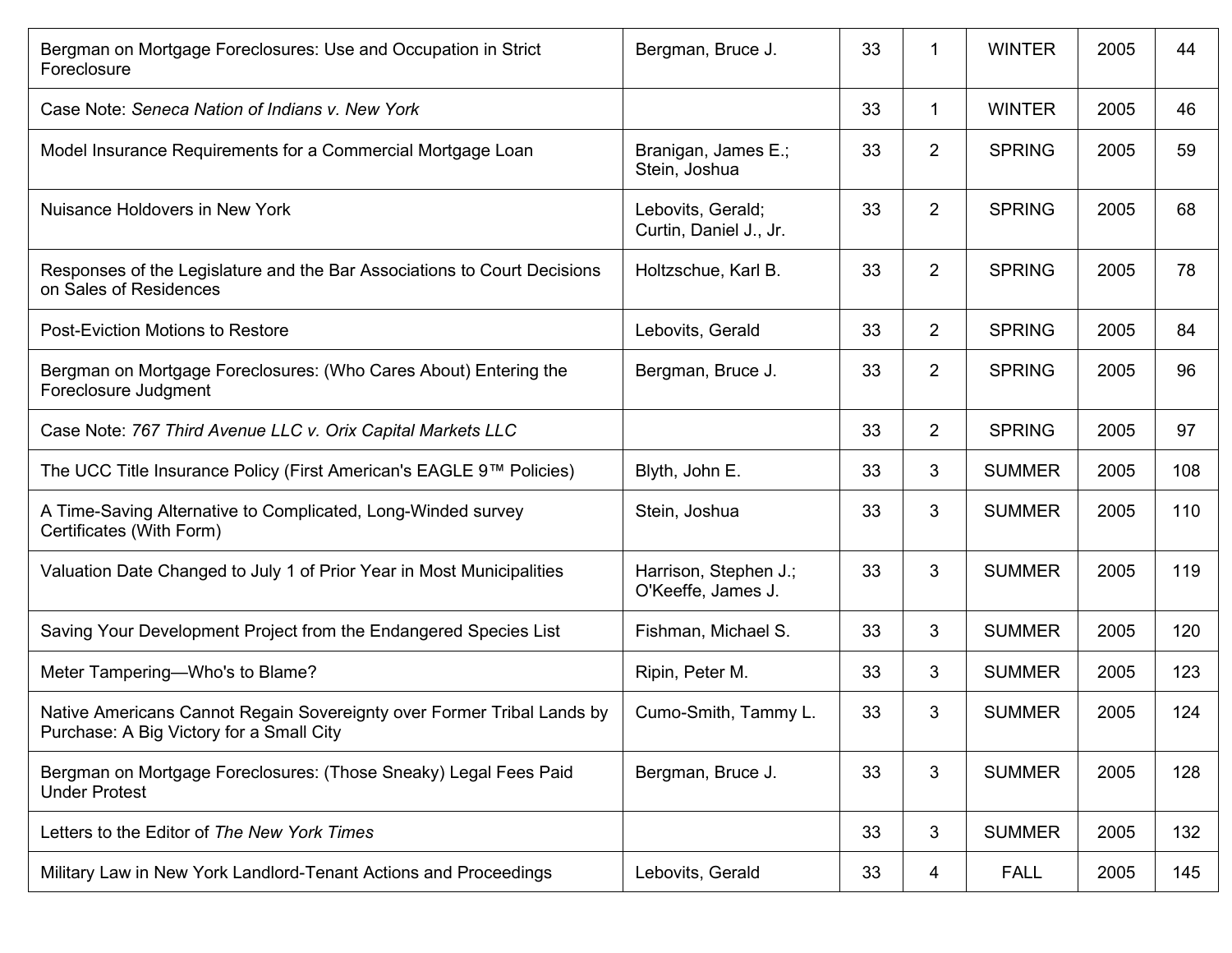| | | | | | | |
|---|---|---|---|---|---|---|
| Bergman on Mortgage Foreclosures: Use and Occupation in Strict Foreclosure | Bergman, Bruce J. | 33 | 1 | WINTER | 2005 | 44 |
| Case Note: *Seneca Nation of Indians v. New York* | | 33 | 1 | WINTER | 2005 | 46 |
| Model Insurance Requirements for a Commercial Mortgage Loan | Branigan, James E.; Stein, Joshua | 33 | 2 | SPRING | 2005 | 59 |
| Nuisance Holdovers in New York | Lebovits, Gerald; Curtin, Daniel J., Jr. | 33 | 2 | SPRING | 2005 | 68 |
| Responses of the Legislature and the Bar Associations to Court Decisions on Sales of Residences | Holtzschue, Karl B. | 33 | 2 | SPRING | 2005 | 78 |
| Post-Eviction Motions to Restore | Lebovits, Gerald | 33 | 2 | SPRING | 2005 | 84 |
| Bergman on Mortgage Foreclosures: (Who Cares About) Entering the Foreclosure Judgment | Bergman, Bruce J. | 33 | 2 | SPRING | 2005 | 96 |
| Case Note: *767 Third Avenue LLC v. Orix Capital Markets LLC* | | 33 | 2 | SPRING | 2005 | 97 |
| The UCC Title Insurance Policy (First American's EAGLE 9™ Policies) | Blyth, John E. | 33 | 3 | SUMMER | 2005 | 108 |
| A Time-Saving Alternative to Complicated, Long-Winded survey Certificates (With Form) | Stein, Joshua | 33 | 3 | SUMMER | 2005 | 110 |
| Valuation Date Changed to July 1 of Prior Year in Most Municipalities | Harrison, Stephen J.; O'Keeffe, James J. | 33 | 3 | SUMMER | 2005 | 119 |
| Saving Your Development Project from the Endangered Species List | Fishman, Michael S. | 33 | 3 | SUMMER | 2005 | 120 |
| Meter Tampering—Who's to Blame? | Ripin, Peter M. | 33 | 3 | SUMMER | 2005 | 123 |
| Native Americans Cannot Regain Sovereignty over Former Tribal Lands by Purchase: A Big Victory for a Small City | Cumo-Smith, Tammy L. | 33 | 3 | SUMMER | 2005 | 124 |
| Bergman on Mortgage Foreclosures: (Those Sneaky) Legal Fees Paid Under Protest | Bergman, Bruce J. | 33 | 3 | SUMMER | 2005 | 128 |
| Letters to the Editor of *The New York Times* | | 33 | 3 | SUMMER | 2005 | 132 |
| Military Law in New York Landlord-Tenant Actions and Proceedings | Lebovits, Gerald | 33 | 4 | FALL | 2005 | 145 |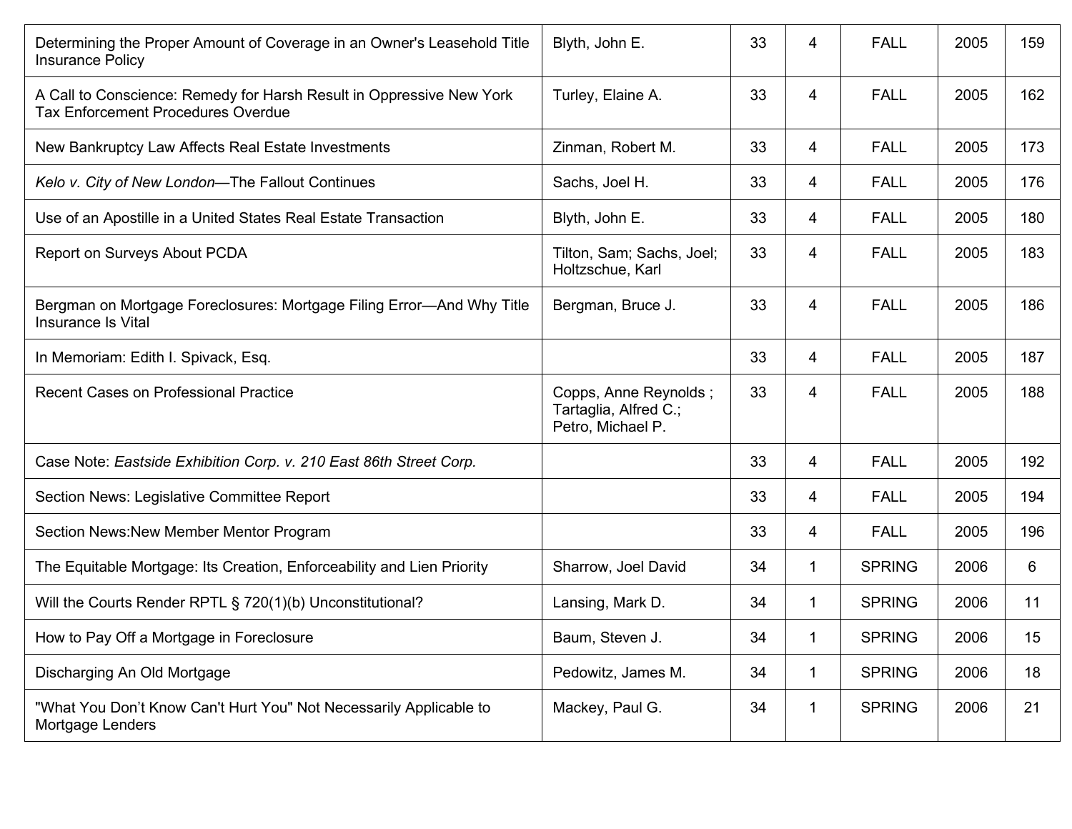| | | | | | | |
|---|---|---|---|---|---|---|
| Determining the Proper Amount of Coverage in an Owner's Leasehold Title Insurance Policy | Blyth, John E. | 33 | 4 | FALL | 2005 | 159 |
| A Call to Conscience: Remedy for Harsh Result in Oppressive New York Tax Enforcement Procedures Overdue | Turley, Elaine A. | 33 | 4 | FALL | 2005 | 162 |
| New Bankruptcy Law Affects Real Estate Investments | Zinman, Robert M. | 33 | 4 | FALL | 2005 | 173 |
| *Kelo v. City of New London*—The Fallout Continues | Sachs, Joel H. | 33 | 4 | FALL | 2005 | 176 |
| Use of an Apostille in a United States Real Estate Transaction | Blyth, John E. | 33 | 4 | FALL | 2005 | 180 |
| Report on Surveys About PCDA | Tilton, Sam; Sachs, Joel; Holtzschue, Karl | 33 | 4 | FALL | 2005 | 183 |
| Bergman on Mortgage Foreclosures: Mortgage Filing Error—And Why Title Insurance Is Vital | Bergman, Bruce J. | 33 | 4 | FALL | 2005 | 186 |
| In Memoriam: Edith I. Spivack, Esq. | | 33 | 4 | FALL | 2005 | 187 |
| Recent Cases on Professional Practice | Copps, Anne Reynolds ; Tartaglia, Alfred C.; Petro, Michael P. | 33 | 4 | FALL | 2005 | 188 |
| Case Note: *Eastside Exhibition Corp. v. 210 East 86th Street Corp.* | | 33 | 4 | FALL | 2005 | 192 |
| Section News: Legislative Committee Report | | 33 | 4 | FALL | 2005 | 194 |
| Section News:New Member Mentor Program | | 33 | 4 | FALL | 2005 | 196 |
| The Equitable Mortgage: Its Creation, Enforceability and Lien Priority | Sharrow, Joel David | 34 | 1 | SPRING | 2006 | 6 |
| Will the Courts Render RPTL § 720(1)(b) Unconstitutional? | Lansing, Mark D. | 34 | 1 | SPRING | 2006 | 11 |
| How to Pay Off a Mortgage in Foreclosure | Baum, Steven J. | 34 | 1 | SPRING | 2006 | 15 |
| Discharging An Old Mortgage | Pedowitz, James M. | 34 | 1 | SPRING | 2006 | 18 |
| "What You Don't Know Can't Hurt You" Not Necessarily Applicable to Mortgage Lenders | Mackey, Paul G. | 34 | 1 | SPRING | 2006 | 21 |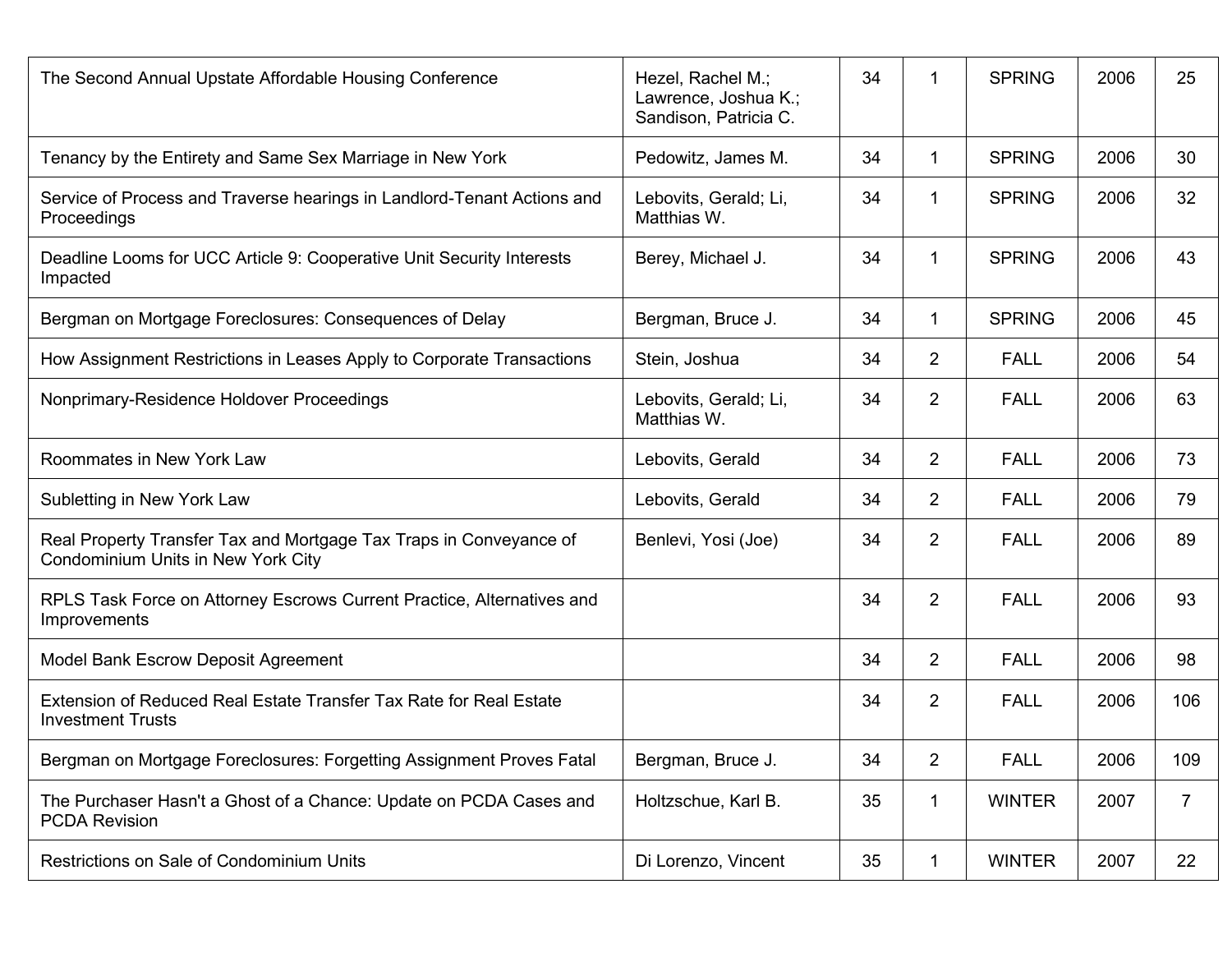| | | | | | | |
|---|---|---|---|---|---|---|
| The Second Annual Upstate Affordable Housing Conference | Hezel, Rachel M.; Lawrence, Joshua K.; Sandison, Patricia C. | 34 | 1 | SPRING | 2006 | 25 |
| Tenancy by the Entirety and Same Sex Marriage in New York | Pedowitz, James M. | 34 | 1 | SPRING | 2006 | 30 |
| Service of Process and Traverse hearings in Landlord-Tenant Actions and Proceedings | Lebovits, Gerald; Li, Matthias W. | 34 | 1 | SPRING | 2006 | 32 |
| Deadline Looms for UCC Article 9: Cooperative Unit Security Interests Impacted | Berey, Michael J. | 34 | 1 | SPRING | 2006 | 43 |
| Bergman on Mortgage Foreclosures: Consequences of Delay | Bergman, Bruce J. | 34 | 1 | SPRING | 2006 | 45 |
| How Assignment Restrictions in Leases Apply to Corporate Transactions | Stein, Joshua | 34 | 2 | FALL | 2006 | 54 |
| Nonprimary-Residence Holdover Proceedings | Lebovits, Gerald; Li, Matthias W. | 34 | 2 | FALL | 2006 | 63 |
| Roommates in New York Law | Lebovits, Gerald | 34 | 2 | FALL | 2006 | 73 |
| Subletting in New York Law | Lebovits, Gerald | 34 | 2 | FALL | 2006 | 79 |
| Real Property Transfer Tax and Mortgage Tax Traps in Conveyance of Condominium Units in New York City | Benlevi, Yosi (Joe) | 34 | 2 | FALL | 2006 | 89 |
| RPLS Task Force on Attorney Escrows Current Practice, Alternatives and Improvements | | 34 | 2 | FALL | 2006 | 93 |
| Model Bank Escrow Deposit Agreement | | 34 | 2 | FALL | 2006 | 98 |
| Extension of Reduced Real Estate Transfer Tax Rate for Real Estate Investment Trusts | | 34 | 2 | FALL | 2006 | 106 |
| Bergman on Mortgage Foreclosures: Forgetting Assignment Proves Fatal | Bergman, Bruce J. | 34 | 2 | FALL | 2006 | 109 |
| The Purchaser Hasn't a Ghost of a Chance: Update on PCDA Cases and PCDA Revision | Holtzschue, Karl B. | 35 | 1 | WINTER | 2007 | 7 |
| Restrictions on Sale of Condominium Units | Di Lorenzo, Vincent | 35 | 1 | WINTER | 2007 | 22 |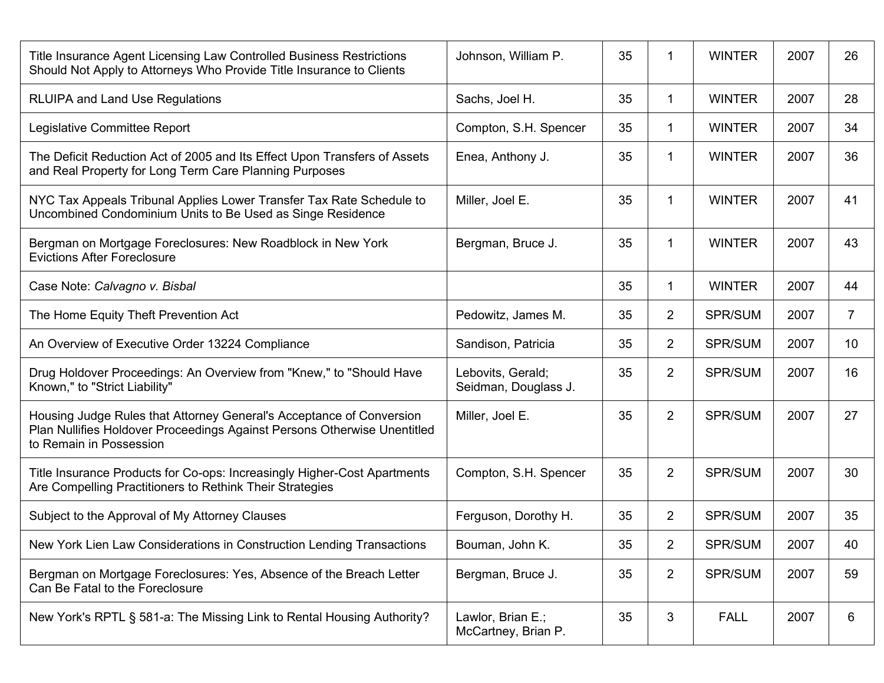| | | | | | | |
|---|---|---|---|---|---|---|
| Title Insurance Agent Licensing Law Controlled Business Restrictions Should Not Apply to Attorneys Who Provide Title Insurance to Clients | Johnson, William P. | 35 | 1 | WINTER | 2007 | 26 |
| RLUIPA and Land Use Regulations | Sachs, Joel H. | 35 | 1 | WINTER | 2007 | 28 |
| Legislative Committee Report | Compton, S.H. Spencer | 35 | 1 | WINTER | 2007 | 34 |
| The Deficit Reduction Act of 2005 and Its Effect Upon Transfers of Assets and Real Property for Long Term Care Planning Purposes | Enea, Anthony J. | 35 | 1 | WINTER | 2007 | 36 |
| NYC Tax Appeals Tribunal Applies Lower Transfer Tax Rate Schedule to Uncombined Condominium Units to Be Used as Singe Residence | Miller, Joel E. | 35 | 1 | WINTER | 2007 | 41 |
| Bergman on Mortgage Foreclosures: New Roadblock in New York Evictions After Foreclosure | Bergman, Bruce J. | 35 | 1 | WINTER | 2007 | 43 |
| Case Note: *Calvagno v. Bisbal* | | 35 | 1 | WINTER | 2007 | 44 |
| The Home Equity Theft Prevention Act | Pedowitz, James M. | 35 | 2 | SPR/SUM | 2007 | 7 |
| An Overview of Executive Order 13224 Compliance | Sandison, Patricia | 35 | 2 | SPR/SUM | 2007 | 10 |
| Drug Holdover Proceedings: An Overview from "Knew," to "Should Have Known," to "Strict Liability" | Lebovits, Gerald; Seidman, Douglass J. | 35 | 2 | SPR/SUM | 2007 | 16 |
| Housing Judge Rules that Attorney General's Acceptance of Conversion Plan Nullifies Holdover Proceedings Against Persons Otherwise Unentitled to Remain in Possession | Miller, Joel E. | 35 | 2 | SPR/SUM | 2007 | 27 |
| Title Insurance Products for Co-ops: Increasingly Higher-Cost Apartments Are Compelling Practitioners to Rethink Their Strategies | Compton, S.H. Spencer | 35 | 2 | SPR/SUM | 2007 | 30 |
| Subject to the Approval of My Attorney Clauses | Ferguson, Dorothy H. | 35 | 2 | SPR/SUM | 2007 | 35 |
| New York Lien Law Considerations in Construction Lending Transactions | Bouman, John K. | 35 | 2 | SPR/SUM | 2007 | 40 |
| Bergman on Mortgage Foreclosures: Yes, Absence of the Breach Letter Can Be Fatal to the Foreclosure | Bergman, Bruce J. | 35 | 2 | SPR/SUM | 2007 | 59 |
| New York's RPTL § 581-a: The Missing Link to Rental Housing Authority? | Lawlor, Brian E.; McCartney, Brian P. | 35 | 3 | FALL | 2007 | 6 |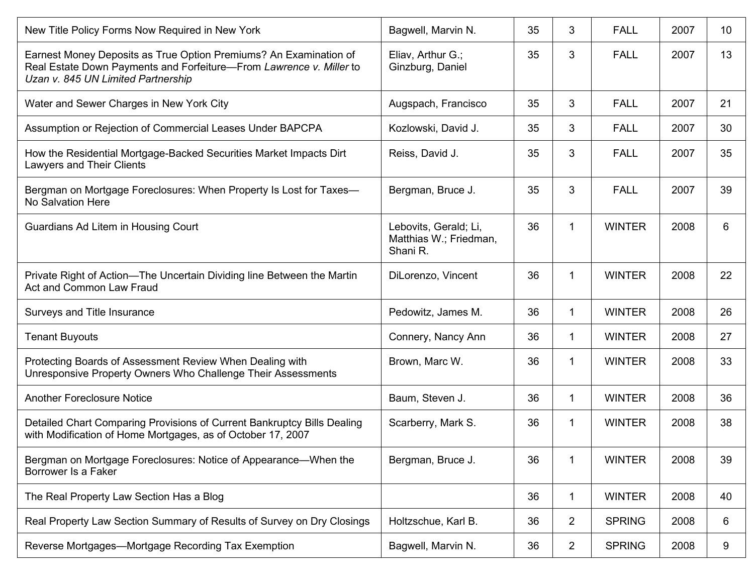| | | | | | | |
|---|---|---|---|---|---|---|
| New Title Policy Forms Now Required in New York | Bagwell, Marvin N. | 35 | 3 | FALL | 2007 | 10 |
| Earnest Money Deposits as True Option Premiums? An Examination of Real Estate Down Payments and Forfeiture—From *Lawrence v. Miller* to *Uzan v. 845 UN Limited Partnership* | Eliav, Arthur G.; Ginzburg, Daniel | 35 | 3 | FALL | 2007 | 13 |
| Water and Sewer Charges in New York City | Augspach, Francisco | 35 | 3 | FALL | 2007 | 21 |
| Assumption or Rejection of Commercial Leases Under BAPCPA | Kozlowski, David J. | 35 | 3 | FALL | 2007 | 30 |
| How the Residential Mortgage-Backed Securities Market Impacts Dirt Lawyers and Their Clients | Reiss, David J. | 35 | 3 | FALL | 2007 | 35 |
| Bergman on Mortgage Foreclosures: When Property Is Lost for Taxes—No Salvation Here | Bergman, Bruce J. | 35 | 3 | FALL | 2007 | 39 |
| Guardians Ad Litem in Housing Court | Lebovits, Gerald; Li, Matthias W.; Friedman, Shani R. | 36 | 1 | WINTER | 2008 | 6 |
| Private Right of Action—The Uncertain Dividing line Between the Martin Act and Common Law Fraud | DiLorenzo, Vincent | 36 | 1 | WINTER | 2008 | 22 |
| Surveys and Title Insurance | Pedowitz, James M. | 36 | 1 | WINTER | 2008 | 26 |
| Tenant Buyouts | Connery, Nancy Ann | 36 | 1 | WINTER | 2008 | 27 |
| Protecting Boards of Assessment Review When Dealing with Unresponsive Property Owners Who Challenge Their Assessments | Brown, Marc W. | 36 | 1 | WINTER | 2008 | 33 |
| Another Foreclosure Notice | Baum, Steven J. | 36 | 1 | WINTER | 2008 | 36 |
| Detailed Chart Comparing Provisions of Current Bankruptcy Bills Dealing with Modification of Home Mortgages, as of October 17, 2007 | Scarberry, Mark S. | 36 | 1 | WINTER | 2008 | 38 |
| Bergman on Mortgage Foreclosures: Notice of Appearance—When the Borrower Is a Faker | Bergman, Bruce J. | 36 | 1 | WINTER | 2008 | 39 |
| The Real Property Law Section Has a Blog | | 36 | 1 | WINTER | 2008 | 40 |
| Real Property Law Section Summary of Results of Survey on Dry Closings | Holtzschue, Karl B. | 36 | 2 | SPRING | 2008 | 6 |
| Reverse Mortgages—Mortgage Recording Tax Exemption | Bagwell, Marvin N. | 36 | 2 | SPRING | 2008 | 9 |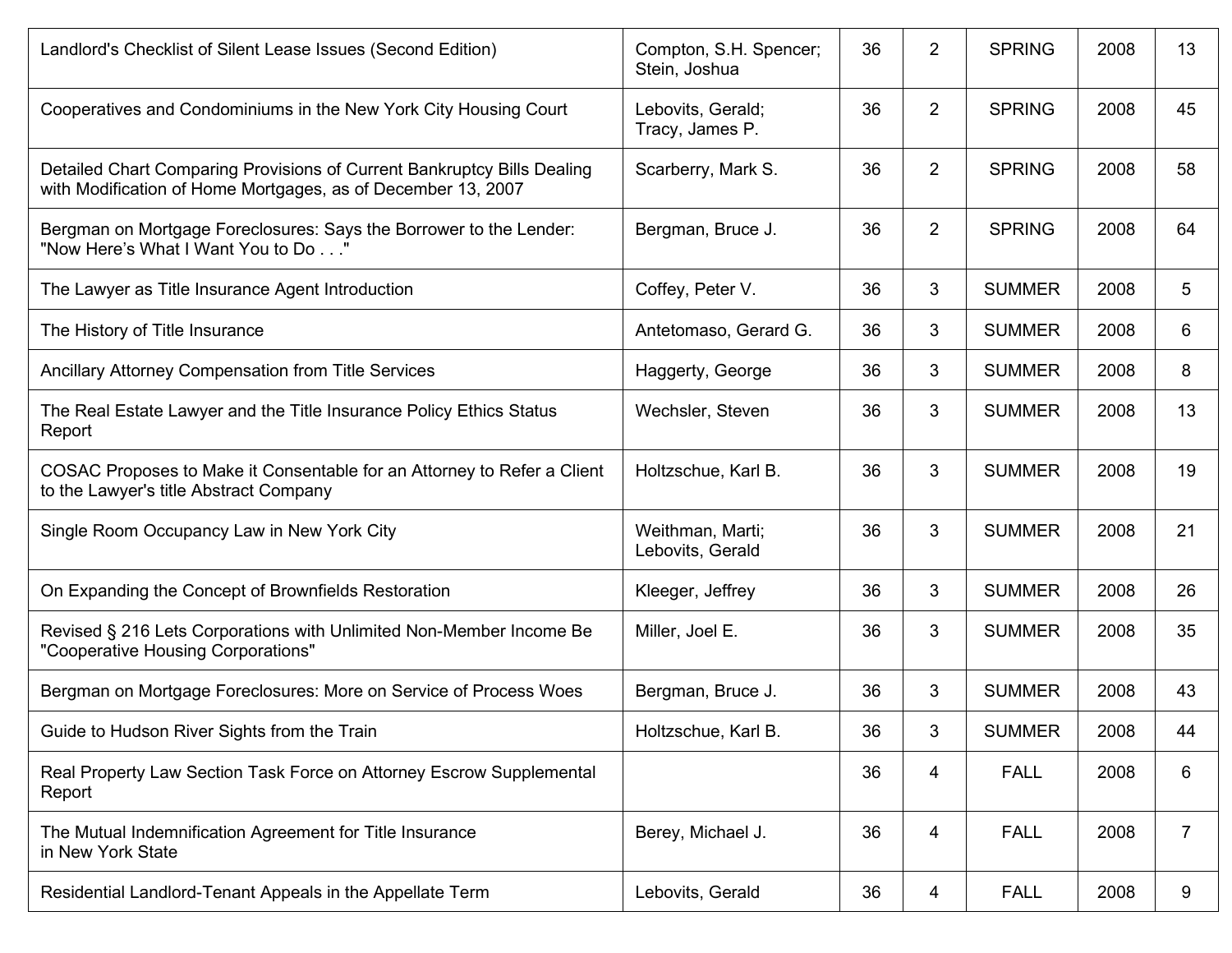| | | | | | | |
|---|---|---|---|---|---|---|
| Landlord's Checklist of Silent Lease Issues (Second Edition) | Compton, S.H. Spencer; Stein, Joshua | 36 | 2 | SPRING | 2008 | 13 |
| Cooperatives and Condominiums in the New York City Housing Court | Lebovits, Gerald; Tracy, James P. | 36 | 2 | SPRING | 2008 | 45 |
| Detailed Chart Comparing Provisions of Current Bankruptcy Bills Dealing with Modification of Home Mortgages, as of December 13, 2007 | Scarberry, Mark S. | 36 | 2 | SPRING | 2008 | 58 |
| Bergman on Mortgage Foreclosures: Says the Borrower to the Lender: "Now Here's What I Want You to Do . . ." | Bergman, Bruce J. | 36 | 2 | SPRING | 2008 | 64 |
| The Lawyer as Title Insurance Agent Introduction | Coffey, Peter V. | 36 | 3 | SUMMER | 2008 | 5 |
| The History of Title Insurance | Antetomaso, Gerard G. | 36 | 3 | SUMMER | 2008 | 6 |
| Ancillary Attorney Compensation from Title Services | Haggerty, George | 36 | 3 | SUMMER | 2008 | 8 |
| The Real Estate Lawyer and the Title Insurance Policy Ethics Status Report | Wechsler, Steven | 36 | 3 | SUMMER | 2008 | 13 |
| COSAC Proposes to Make it Consentable for an Attorney to Refer a Client to the Lawyer's title Abstract Company | Holtzschue, Karl B. | 36 | 3 | SUMMER | 2008 | 19 |
| Single Room Occupancy Law in New York City | Weithman, Marti; Lebovits, Gerald | 36 | 3 | SUMMER | 2008 | 21 |
| On Expanding the Concept of Brownfields Restoration | Kleeger, Jeffrey | 36 | 3 | SUMMER | 2008 | 26 |
| Revised § 216 Lets Corporations with Unlimited Non-Member Income Be "Cooperative Housing Corporations" | Miller, Joel E. | 36 | 3 | SUMMER | 2008 | 35 |
| Bergman on Mortgage Foreclosures: More on Service of Process Woes | Bergman, Bruce J. | 36 | 3 | SUMMER | 2008 | 43 |
| Guide to Hudson River Sights from the Train | Holtzschue, Karl B. | 36 | 3 | SUMMER | 2008 | 44 |
| Real Property Law Section Task Force on Attorney Escrow Supplemental Report | | 36 | 4 | FALL | 2008 | 6 |
| The Mutual Indemnification Agreement for Title Insurance in New York State | Berey, Michael J. | 36 | 4 | FALL | 2008 | 7 |
| Residential Landlord-Tenant Appeals in the Appellate Term | Lebovits, Gerald | 36 | 4 | FALL | 2008 | 9 |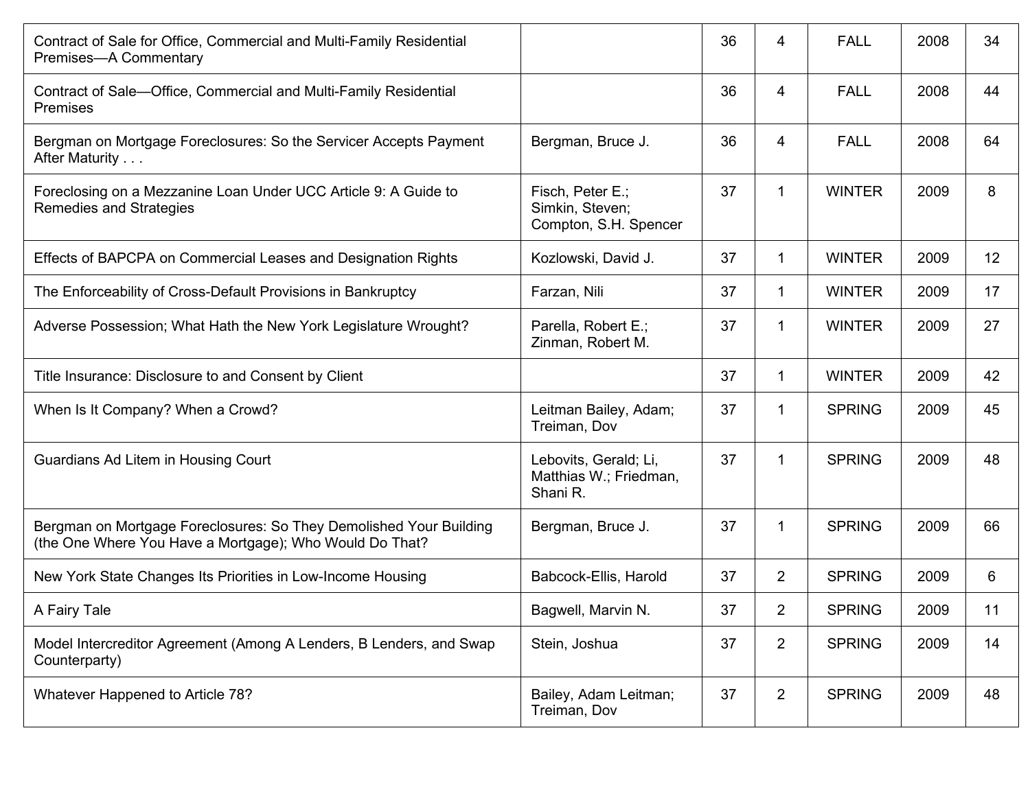| | | | | | | |
|---|---|---|---|---|---|---|
| Contract of Sale for Office, Commercial and Multi-Family Residential Premises—A Commentary | | 36 | 4 | FALL | 2008 | 34 |
| Contract of Sale—Office, Commercial and Multi-Family Residential Premises | | 36 | 4 | FALL | 2008 | 44 |
| Bergman on Mortgage Foreclosures: So the Servicer Accepts Payment After Maturity . . . | Bergman, Bruce J. | 36 | 4 | FALL | 2008 | 64 |
| Foreclosing on a Mezzanine Loan Under UCC Article 9: A Guide to Remedies and Strategies | Fisch, Peter E.; Simkin, Steven; Compton, S.H. Spencer | 37 | 1 | WINTER | 2009 | 8 |
| Effects of BAPCPA on Commercial Leases and Designation Rights | Kozlowski, David J. | 37 | 1 | WINTER | 2009 | 12 |
| The Enforceability of Cross-Default Provisions in Bankruptcy | Farzan, Nili | 37 | 1 | WINTER | 2009 | 17 |
| Adverse Possession; What Hath the New York Legislature Wrought? | Parella, Robert E.; Zinman, Robert M. | 37 | 1 | WINTER | 2009 | 27 |
| Title Insurance: Disclosure to and Consent by Client | | 37 | 1 | WINTER | 2009 | 42 |
| When Is It Company? When a Crowd? | Leitman Bailey, Adam; Treiman, Dov | 37 | 1 | SPRING | 2009 | 45 |
| Guardians Ad Litem in Housing Court | Lebovits, Gerald; Li, Matthias W.; Friedman, Shani R. | 37 | 1 | SPRING | 2009 | 48 |
| Bergman on Mortgage Foreclosures: So They Demolished Your Building (the One Where You Have a Mortgage); Who Would Do That? | Bergman, Bruce J. | 37 | 1 | SPRING | 2009 | 66 |
| New York State Changes Its Priorities in Low-Income Housing | Babcock-Ellis, Harold | 37 | 2 | SPRING | 2009 | 6 |
| A Fairy Tale | Bagwell, Marvin N. | 37 | 2 | SPRING | 2009 | 11 |
| Model Intercreditor Agreement (Among A Lenders, B Lenders, and Swap Counterparty) | Stein, Joshua | 37 | 2 | SPRING | 2009 | 14 |
| Whatever Happened to Article 78? | Bailey, Adam Leitman; Treiman, Dov | 37 | 2 | SPRING | 2009 | 48 |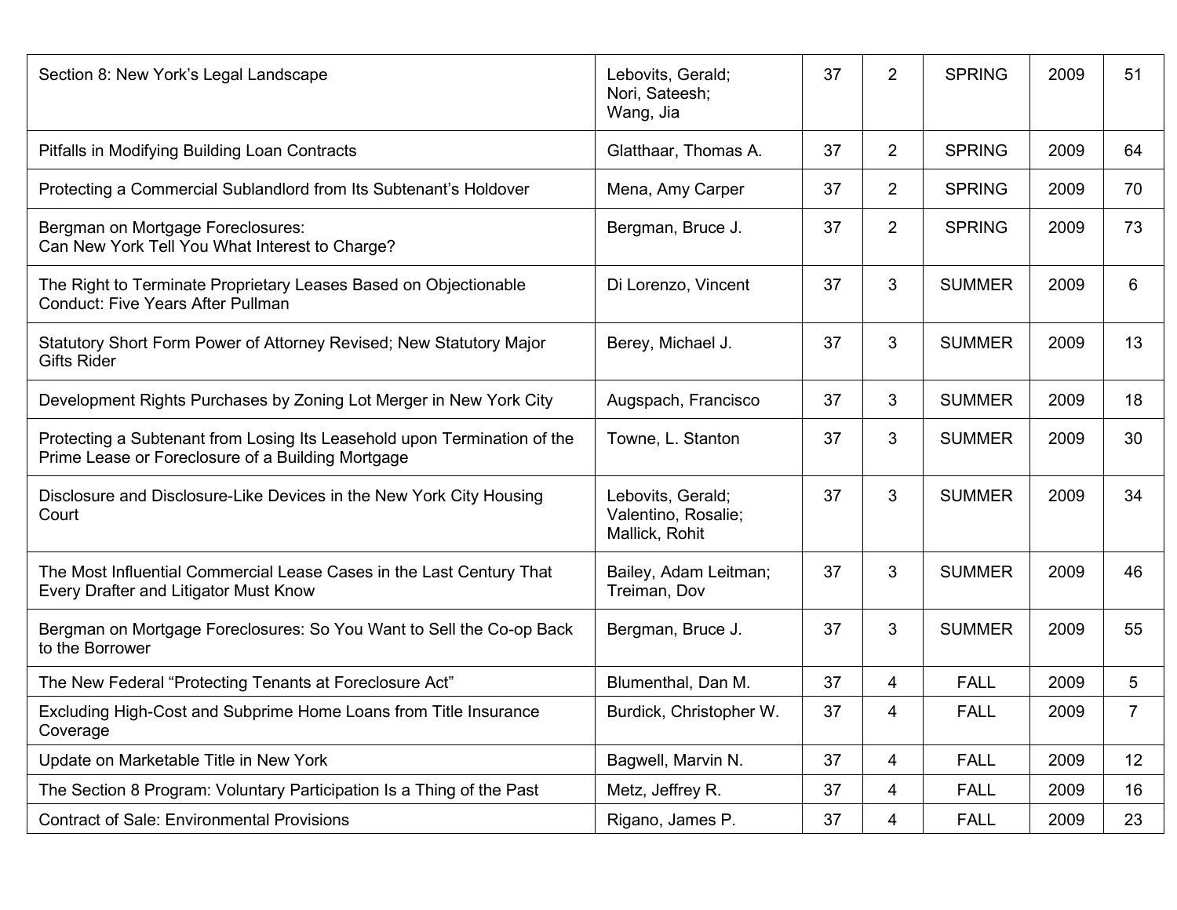| Title | Author(s) | Vol. | No. | Season | Year | Page |
|---|---|---|---|---|---|---|
| Section 8: New York's Legal Landscape | Lebovits, Gerald; Nori, Sateesh; Wang, Jia | 37 | 2 | SPRING | 2009 | 51 |
| Pitfalls in Modifying Building Loan Contracts | Glatthaar, Thomas A. | 37 | 2 | SPRING | 2009 | 64 |
| Protecting a Commercial Sublandlord from Its Subtenant's Holdover | Mena, Amy Carper | 37 | 2 | SPRING | 2009 | 70 |
| Bergman on Mortgage Foreclosures: Can New York Tell You What Interest to Charge? | Bergman, Bruce J. | 37 | 2 | SPRING | 2009 | 73 |
| The Right to Terminate Proprietary Leases Based on Objectionable Conduct: Five Years After Pullman | Di Lorenzo, Vincent | 37 | 3 | SUMMER | 2009 | 6 |
| Statutory Short Form Power of Attorney Revised; New Statutory Major Gifts Rider | Berey, Michael J. | 37 | 3 | SUMMER | 2009 | 13 |
| Development Rights Purchases by Zoning Lot Merger in New York City | Augspach, Francisco | 37 | 3 | SUMMER | 2009 | 18 |
| Protecting a Subtenant from Losing Its Leasehold upon Termination of the Prime Lease or Foreclosure of a Building Mortgage | Towne, L. Stanton | 37 | 3 | SUMMER | 2009 | 30 |
| Disclosure and Disclosure-Like Devices in the New York City Housing Court | Lebovits, Gerald; Valentino, Rosalie; Mallick, Rohit | 37 | 3 | SUMMER | 2009 | 34 |
| The Most Influential Commercial Lease Cases in the Last Century That Every Drafter and Litigator Must Know | Bailey, Adam Leitman; Treiman, Dov | 37 | 3 | SUMMER | 2009 | 46 |
| Bergman on Mortgage Foreclosures: So You Want to Sell the Co-op Back to the Borrower | Bergman, Bruce J. | 37 | 3 | SUMMER | 2009 | 55 |
| The New Federal "Protecting Tenants at Foreclosure Act" | Blumenthal, Dan M. | 37 | 4 | FALL | 2009 | 5 |
| Excluding High-Cost and Subprime Home Loans from Title Insurance Coverage | Burdick, Christopher W. | 37 | 4 | FALL | 2009 | 7 |
| Update on Marketable Title in New York | Bagwell, Marvin N. | 37 | 4 | FALL | 2009 | 12 |
| The Section 8 Program: Voluntary Participation Is a Thing of the Past | Metz, Jeffrey R. | 37 | 4 | FALL | 2009 | 16 |
| Contract of Sale: Environmental Provisions | Rigano, James P. | 37 | 4 | FALL | 2009 | 23 |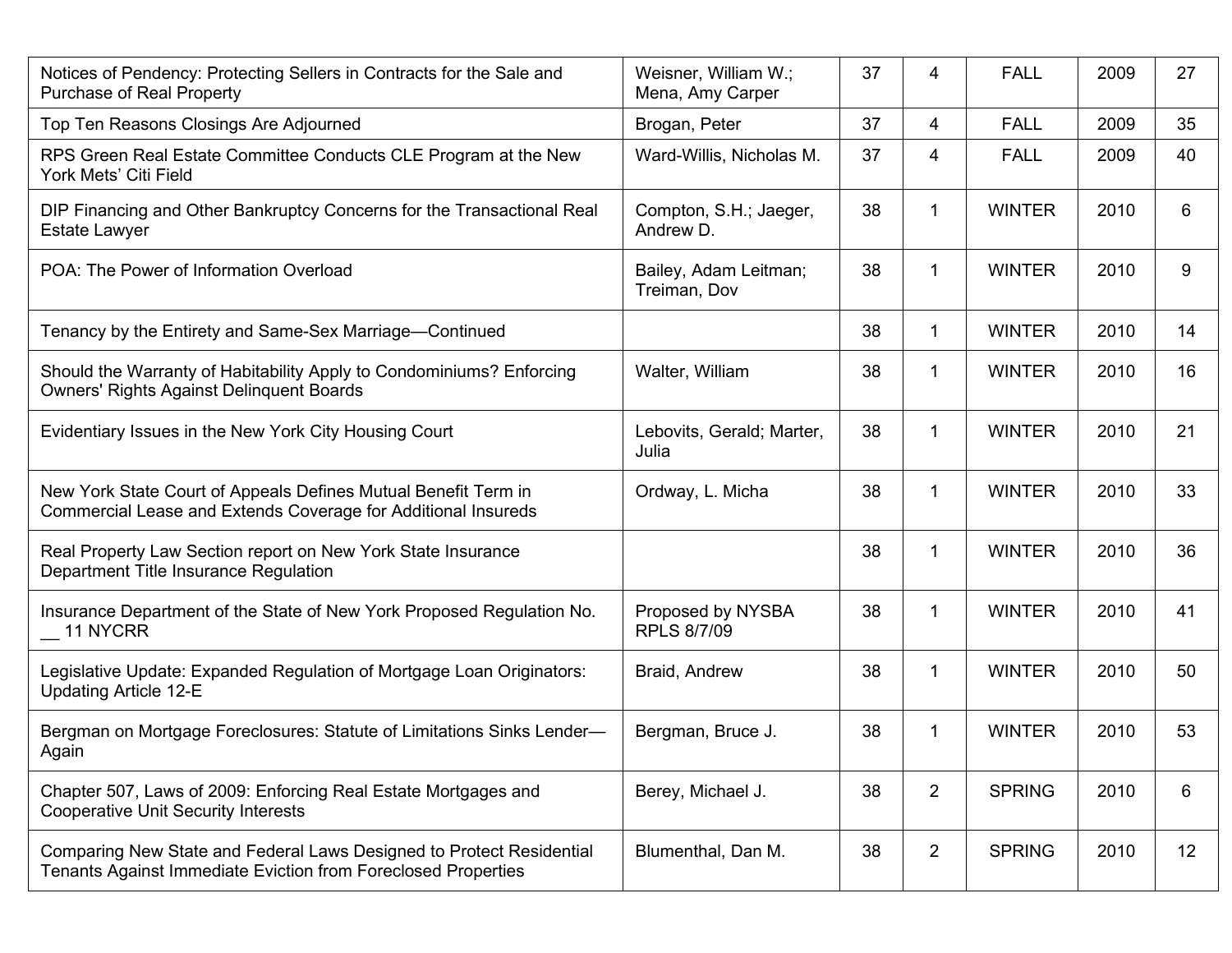| | | | | | | |
|---|---|---|---|---|---|---|
| Notices of Pendency: Protecting Sellers in Contracts for the Sale and Purchase of Real Property | Weisner, William W.; Mena, Amy Carper | 37 | 4 | FALL | 2009 | 27 |
| Top Ten Reasons Closings Are Adjourned | Brogan, Peter | 37 | 4 | FALL | 2009 | 35 |
| RPS Green Real Estate Committee Conducts CLE Program at the New York Mets' Citi Field | Ward-Willis, Nicholas M. | 37 | 4 | FALL | 2009 | 40 |
| DIP Financing and Other Bankruptcy Concerns for the Transactional Real Estate Lawyer | Compton, S.H.; Jaeger, Andrew D. | 38 | 1 | WINTER | 2010 | 6 |
| POA: The Power of Information Overload | Bailey, Adam Leitman; Treiman, Dov | 38 | 1 | WINTER | 2010 | 9 |
| Tenancy by the Entirety and Same-Sex Marriage—Continued | | 38 | 1 | WINTER | 2010 | 14 |
| Should the Warranty of Habitability Apply to Condominiums? Enforcing Owners' Rights Against Delinquent Boards | Walter, William | 38 | 1 | WINTER | 2010 | 16 |
| Evidentiary Issues in the New York City Housing Court | Lebovits, Gerald; Marter, Julia | 38 | 1 | WINTER | 2010 | 21 |
| New York State Court of Appeals Defines Mutual Benefit Term in Commercial Lease and Extends Coverage for Additional Insureds | Ordway, L. Micha | 38 | 1 | WINTER | 2010 | 33 |
| Real Property Law Section report on New York State Insurance Department Title Insurance Regulation | | 38 | 1 | WINTER | 2010 | 36 |
| Insurance Department of the State of New York Proposed Regulation No. __ 11 NYCRR | Proposed by NYSBA RPLS 8/7/09 | 38 | 1 | WINTER | 2010 | 41 |
| Legislative Update: Expanded Regulation of Mortgage Loan Originators: Updating Article 12-E | Braid, Andrew | 38 | 1 | WINTER | 2010 | 50 |
| Bergman on Mortgage Foreclosures: Statute of Limitations Sinks Lender—Again | Bergman, Bruce J. | 38 | 1 | WINTER | 2010 | 53 |
| Chapter 507, Laws of 2009: Enforcing Real Estate Mortgages and Cooperative Unit Security Interests | Berey, Michael J. | 38 | 2 | SPRING | 2010 | 6 |
| Comparing New State and Federal Laws Designed to Protect Residential Tenants Against Immediate Eviction from Foreclosed Properties | Blumenthal, Dan M. | 38 | 2 | SPRING | 2010 | 12 |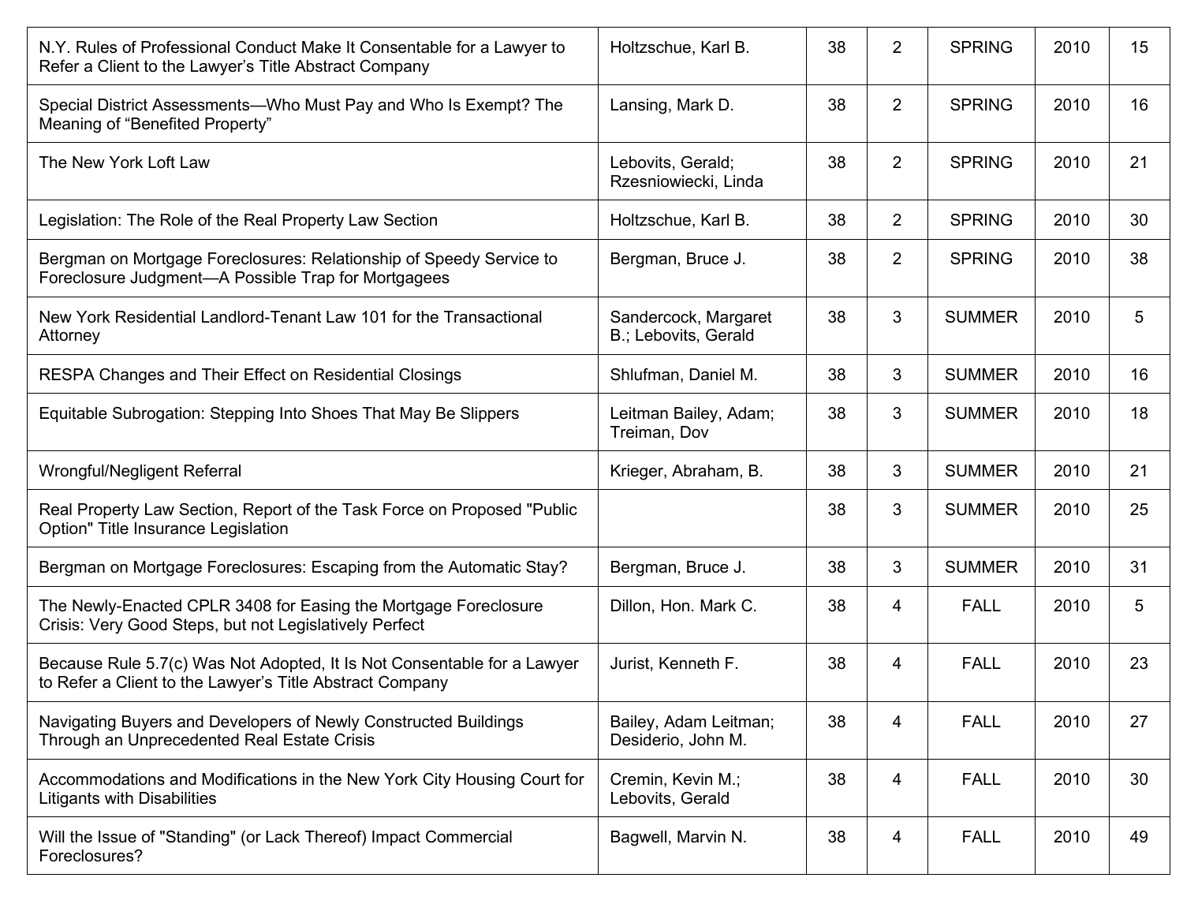| | | | | | | |
|---|---|---|---|---|---|---|
| N.Y. Rules of Professional Conduct Make It Consentable for a Lawyer to Refer a Client to the Lawyer's Title Abstract Company | Holtzschue, Karl B. | 38 | 2 | SPRING | 2010 | 15 |
| Special District Assessments—Who Must Pay and Who Is Exempt? The Meaning of "Benefited Property" | Lansing, Mark D. | 38 | 2 | SPRING | 2010 | 16 |
| The New York Loft Law | Lebovits, Gerald; Rzesniowiecki, Linda | 38 | 2 | SPRING | 2010 | 21 |
| Legislation: The Role of the Real Property Law Section | Holtzschue, Karl B. | 38 | 2 | SPRING | 2010 | 30 |
| Bergman on Mortgage Foreclosures: Relationship of Speedy Service to Foreclosure Judgment—A Possible Trap for Mortgagees | Bergman, Bruce J. | 38 | 2 | SPRING | 2010 | 38 |
| New York Residential Landlord-Tenant Law 101 for the Transactional Attorney | Sandercock, Margaret B.; Lebovits, Gerald | 38 | 3 | SUMMER | 2010 | 5 |
| RESPA Changes and Their Effect on Residential Closings | Shlufman, Daniel M. | 38 | 3 | SUMMER | 2010 | 16 |
| Equitable Subrogation: Stepping Into Shoes That May Be Slippers | Leitman Bailey, Adam; Treiman, Dov | 38 | 3 | SUMMER | 2010 | 18 |
| Wrongful/Negligent Referral | Krieger, Abraham, B. | 38 | 3 | SUMMER | 2010 | 21 |
| Real Property Law Section, Report of the Task Force on Proposed "Public Option" Title Insurance Legislation | | 38 | 3 | SUMMER | 2010 | 25 |
| Bergman on Mortgage Foreclosures: Escaping from the Automatic Stay? | Bergman, Bruce J. | 38 | 3 | SUMMER | 2010 | 31 |
| The Newly-Enacted CPLR 3408 for Easing the Mortgage Foreclosure Crisis: Very Good Steps, but not Legislatively Perfect | Dillon, Hon. Mark C. | 38 | 4 | FALL | 2010 | 5 |
| Because Rule 5.7(c) Was Not Adopted, It Is Not Consentable for a Lawyer to Refer a Client to the Lawyer's Title Abstract Company | Jurist, Kenneth F. | 38 | 4 | FALL | 2010 | 23 |
| Navigating Buyers and Developers of Newly Constructed Buildings Through an Unprecedented Real Estate Crisis | Bailey, Adam Leitman; Desiderio, John M. | 38 | 4 | FALL | 2010 | 27 |
| Accommodations and Modifications in the New York City Housing Court for Litigants with Disabilities | Cremin, Kevin M.; Lebovits, Gerald | 38 | 4 | FALL | 2010 | 30 |
| Will the Issue of "Standing" (or Lack Thereof) Impact Commercial Foreclosures? | Bagwell, Marvin N. | 38 | 4 | FALL | 2010 | 49 |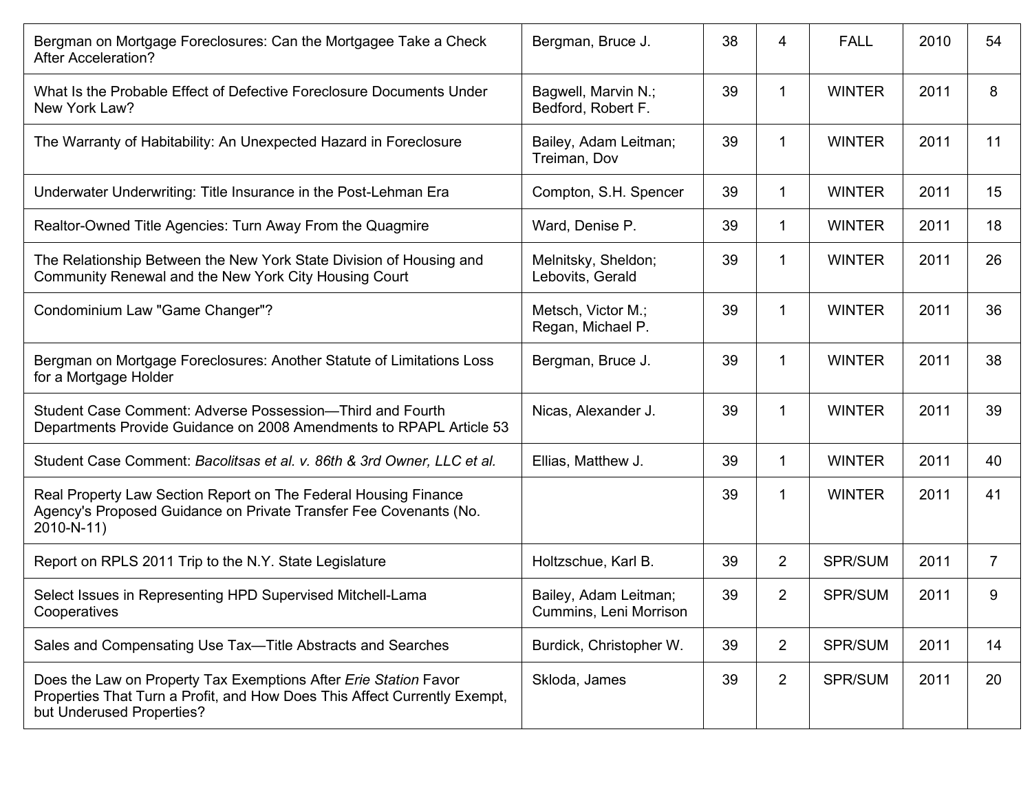| | | | | | | |
|---|---|---|---|---|---|---|
| Bergman on Mortgage Foreclosures: Can the Mortgagee Take a Check After Acceleration? | Bergman, Bruce J. | 38 | 4 | FALL | 2010 | 54 |
| What Is the Probable Effect of Defective Foreclosure Documents Under New York Law? | Bagwell, Marvin N.; Bedford, Robert F. | 39 | 1 | WINTER | 2011 | 8 |
| The Warranty of Habitability: An Unexpected Hazard in Foreclosure | Bailey, Adam Leitman; Treiman, Dov | 39 | 1 | WINTER | 2011 | 11 |
| Underwater Underwriting: Title Insurance in the Post-Lehman Era | Compton, S.H. Spencer | 39 | 1 | WINTER | 2011 | 15 |
| Realtor-Owned Title Agencies: Turn Away From the Quagmire | Ward, Denise P. | 39 | 1 | WINTER | 2011 | 18 |
| The Relationship Between the New York State Division of Housing and Community Renewal and the New York City Housing Court | Melnitsky, Sheldon; Lebovits, Gerald | 39 | 1 | WINTER | 2011 | 26 |
| Condominium Law "Game Changer"? | Metsch, Victor M.; Regan, Michael P. | 39 | 1 | WINTER | 2011 | 36 |
| Bergman on Mortgage Foreclosures: Another Statute of Limitations Loss for a Mortgage Holder | Bergman, Bruce J. | 39 | 1 | WINTER | 2011 | 38 |
| Student Case Comment: Adverse Possession—Third and Fourth Departments Provide Guidance on 2008 Amendments to RPAPL Article 53 | Nicas, Alexander J. | 39 | 1 | WINTER | 2011 | 39 |
| Student Case Comment: *Bacolitsas et al. v. 86th & 3rd Owner, LLC et al.* | Ellias, Matthew J. | 39 | 1 | WINTER | 2011 | 40 |
| Real Property Law Section Report on The Federal Housing Finance Agency's Proposed Guidance on Private Transfer Fee Covenants (No. 2010-N-11) | | 39 | 1 | WINTER | 2011 | 41 |
| Report on RPLS 2011 Trip to the N.Y. State Legislature | Holtzschue, Karl B. | 39 | 2 | SPR/SUM | 2011 | 7 |
| Select Issues in Representing HPD Supervised Mitchell-Lama Cooperatives | Bailey, Adam Leitman; Cummins, Leni Morrison | 39 | 2 | SPR/SUM | 2011 | 9 |
| Sales and Compensating Use Tax—Title Abstracts and Searches | Burdick, Christopher W. | 39 | 2 | SPR/SUM | 2011 | 14 |
| Does the Law on Property Tax Exemptions After *Erie Station* Favor Properties That Turn a Profit, and How Does This Affect Currently Exempt, but Underused Properties? | Skloda, James | 39 | 2 | SPR/SUM | 2011 | 20 |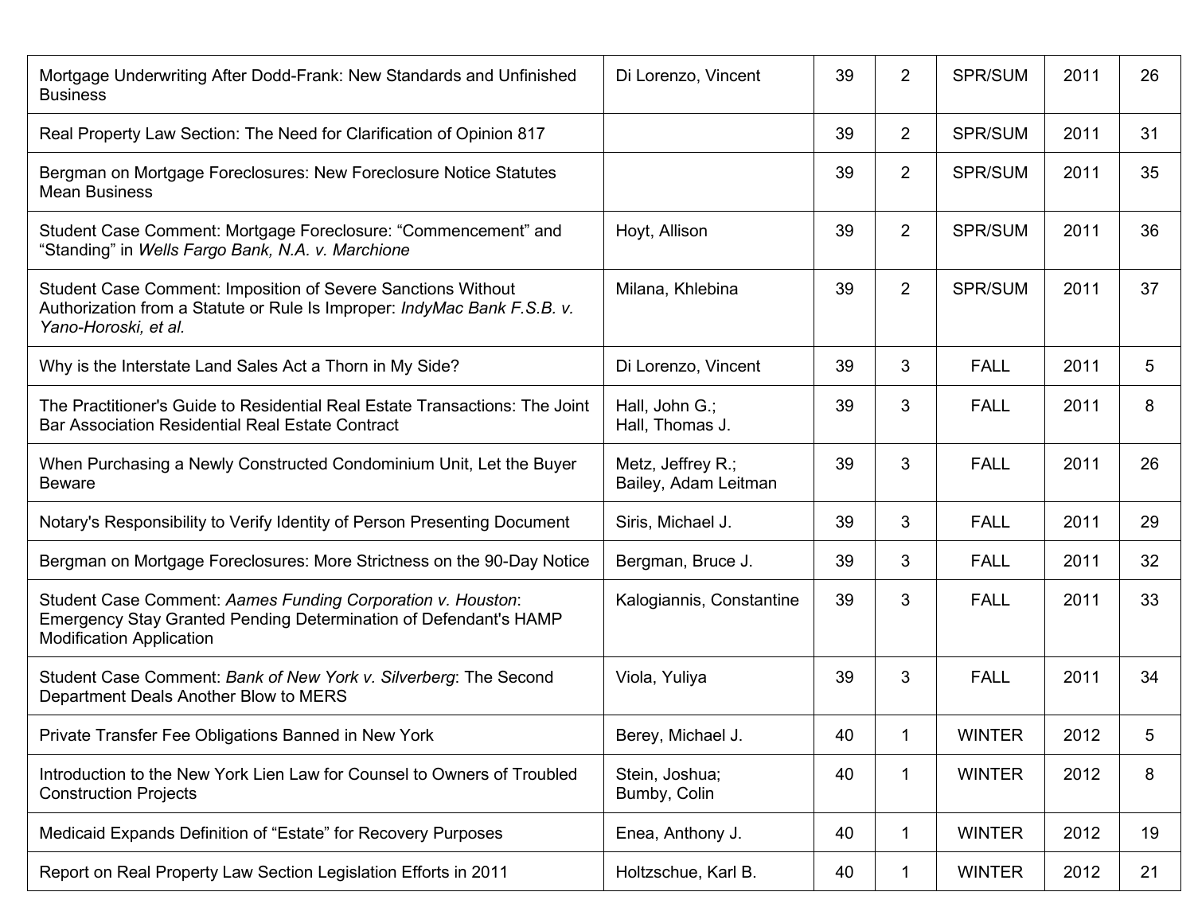| | | | | | | |
|---|---|---|---|---|---|---|
| Mortgage Underwriting After Dodd-Frank: New Standards and Unfinished Business | Di Lorenzo, Vincent | 39 | 2 | SPR/SUM | 2011 | 26 |
| Real Property Law Section: The Need for Clarification of Opinion 817 | | 39 | 2 | SPR/SUM | 2011 | 31 |
| Bergman on Mortgage Foreclosures: New Foreclosure Notice Statutes Mean Business | | 39 | 2 | SPR/SUM | 2011 | 35 |
| Student Case Comment: Mortgage Foreclosure: "Commencement" and "Standing" in *Wells Fargo Bank, N.A. v. Marchione* | Hoyt, Allison | 39 | 2 | SPR/SUM | 2011 | 36 |
| Student Case Comment: Imposition of Severe Sanctions Without Authorization from a Statute or Rule Is Improper: *IndyMac Bank F.S.B. v. Yano-Horoski, et al.* | Milana, Khlebina | 39 | 2 | SPR/SUM | 2011 | 37 |
| Why is the Interstate Land Sales Act a Thorn in My Side? | Di Lorenzo, Vincent | 39 | 3 | FALL | 2011 | 5 |
| The Practitioner's Guide to Residential Real Estate Transactions: The Joint Bar Association Residential Real Estate Contract | Hall, John G.; Hall, Thomas J. | 39 | 3 | FALL | 2011 | 8 |
| When Purchasing a Newly Constructed Condominium Unit, Let the Buyer Beware | Metz, Jeffrey R.; Bailey, Adam Leitman | 39 | 3 | FALL | 2011 | 26 |
| Notary's Responsibility to Verify Identity of Person Presenting Document | Siris, Michael J. | 39 | 3 | FALL | 2011 | 29 |
| Bergman on Mortgage Foreclosures: More Strictness on the 90-Day Notice | Bergman, Bruce J. | 39 | 3 | FALL | 2011 | 32 |
| Student Case Comment: *Aames Funding Corporation v. Houston*: Emergency Stay Granted Pending Determination of Defendant's HAMP Modification Application | Kalogiannis, Constantine | 39 | 3 | FALL | 2011 | 33 |
| Student Case Comment: *Bank of New York v. Silverberg*: The Second Department Deals Another Blow to MERS | Viola, Yuliya | 39 | 3 | FALL | 2011 | 34 |
| Private Transfer Fee Obligations Banned in New York | Berey, Michael J. | 40 | 1 | WINTER | 2012 | 5 |
| Introduction to the New York Lien Law for Counsel to Owners of Troubled Construction Projects | Stein, Joshua; Bumby, Colin | 40 | 1 | WINTER | 2012 | 8 |
| Medicaid Expands Definition of "Estate" for Recovery Purposes | Enea, Anthony J. | 40 | 1 | WINTER | 2012 | 19 |
| Report on Real Property Law Section Legislation Efforts in 2011 | Holtzschue, Karl B. | 40 | 1 | WINTER | 2012 | 21 |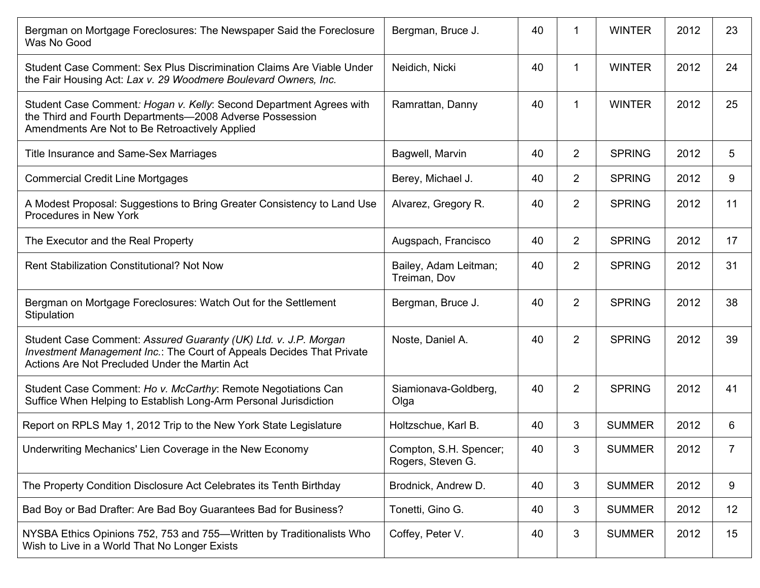| | | | | | | |
|---|---|---|---|---|---|---|
| Bergman on Mortgage Foreclosures: The Newspaper Said the Foreclosure Was No Good | Bergman, Bruce J. | 40 | 1 | WINTER | 2012 | 23 |
| Student Case Comment: Sex Plus Discrimination Claims Are Viable Under the Fair Housing Act: *Lax v. 29 Woodmere Boulevard Owners, Inc.* | Neidich, Nicki | 40 | 1 | WINTER | 2012 | 24 |
| Student Case Comment: *Hogan v. Kelly*: Second Department Agrees with the Third and Fourth Departments—2008 Adverse Possession Amendments Are Not to Be Retroactively Applied | Ramrattan, Danny | 40 | 1 | WINTER | 2012 | 25 |
| Title Insurance and Same-Sex Marriages | Bagwell, Marvin | 40 | 2 | SPRING | 2012 | 5 |
| Commercial Credit Line Mortgages | Berey, Michael J. | 40 | 2 | SPRING | 2012 | 9 |
| A Modest Proposal: Suggestions to Bring Greater Consistency to Land Use Procedures in New York | Alvarez, Gregory R. | 40 | 2 | SPRING | 2012 | 11 |
| The Executor and the Real Property | Augspach, Francisco | 40 | 2 | SPRING | 2012 | 17 |
| Rent Stabilization Constitutional? Not Now | Bailey, Adam Leitman; Treiman, Dov | 40 | 2 | SPRING | 2012 | 31 |
| Bergman on Mortgage Foreclosures: Watch Out for the Settlement Stipulation | Bergman, Bruce J. | 40 | 2 | SPRING | 2012 | 38 |
| Student Case Comment: *Assured Guaranty (UK) Ltd. v. J.P. Morgan Investment Management Inc.*: The Court of Appeals Decides That Private Actions Are Not Precluded Under the Martin Act | Noste, Daniel A. | 40 | 2 | SPRING | 2012 | 39 |
| Student Case Comment: *Ho v. McCarthy*: Remote Negotiations Can Suffice When Helping to Establish Long-Arm Personal Jurisdiction | Siamionava-Goldberg, Olga | 40 | 2 | SPRING | 2012 | 41 |
| Report on RPLS May 1, 2012 Trip to the New York State Legislature | Holtzschue, Karl B. | 40 | 3 | SUMMER | 2012 | 6 |
| Underwriting Mechanics' Lien Coverage in the New Economy | Compton, S.H. Spencer; Rogers, Steven G. | 40 | 3 | SUMMER | 2012 | 7 |
| The Property Condition Disclosure Act Celebrates its Tenth Birthday | Brodnick, Andrew D. | 40 | 3 | SUMMER | 2012 | 9 |
| Bad Boy or Bad Drafter: Are Bad Boy Guarantees Bad for Business? | Tonetti, Gino G. | 40 | 3 | SUMMER | 2012 | 12 |
| NYSBA Ethics Opinions 752, 753 and 755—Written by Traditionalists Who Wish to Live in a World That No Longer Exists | Coffey, Peter V. | 40 | 3 | SUMMER | 2012 | 15 |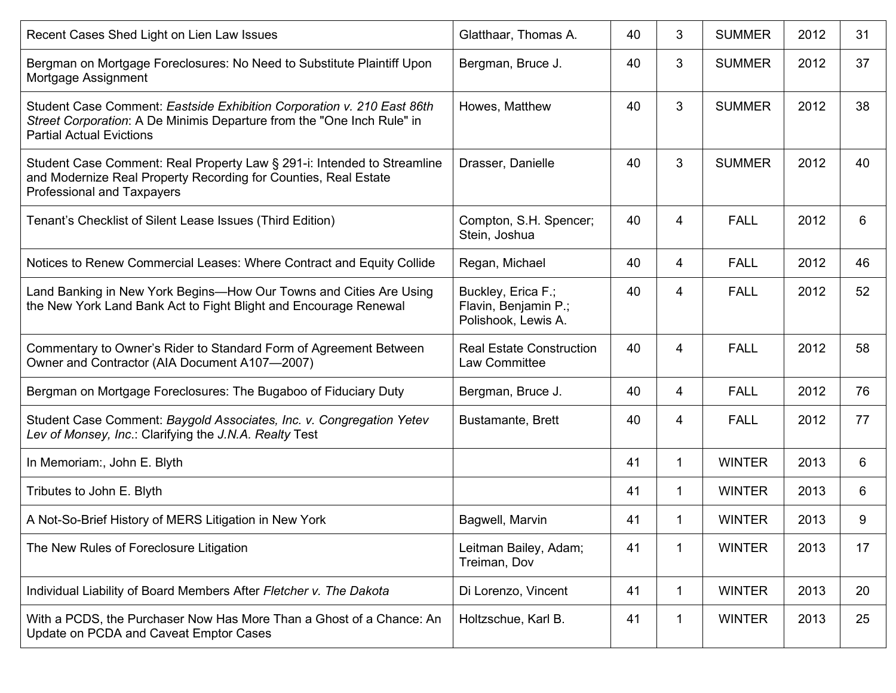| | | | | | | |
|---|---|---|---|---|---|---|
| Recent Cases Shed Light on Lien Law Issues | Glatthaar, Thomas A. | 40 | 3 | SUMMER | 2012 | 31 |
| Bergman on Mortgage Foreclosures: No Need to Substitute Plaintiff Upon Mortgage Assignment | Bergman, Bruce J. | 40 | 3 | SUMMER | 2012 | 37 |
| Student Case Comment: *Eastside Exhibition Corporation v. 210 East 86th Street Corporation*: A De Minimis Departure from the "One Inch Rule" in Partial Actual Evictions | Howes, Matthew | 40 | 3 | SUMMER | 2012 | 38 |
| Student Case Comment: Real Property Law § 291-i: Intended to Streamline and Modernize Real Property Recording for Counties, Real Estate Professional and Taxpayers | Drasser, Danielle | 40 | 3 | SUMMER | 2012 | 40 |
| Tenant's Checklist of Silent Lease Issues (Third Edition) | Compton, S.H. Spencer; Stein, Joshua | 40 | 4 | FALL | 2012 | 6 |
| Notices to Renew Commercial Leases: Where Contract and Equity Collide | Regan, Michael | 40 | 4 | FALL | 2012 | 46 |
| Land Banking in New York Begins—How Our Towns and Cities Are Using the New York Land Bank Act to Fight Blight and Encourage Renewal | Buckley, Erica F.; Flavin, Benjamin P.; Polishook, Lewis A. | 40 | 4 | FALL | 2012 | 52 |
| Commentary to Owner's Rider to Standard Form of Agreement Between Owner and Contractor (AIA Document A107—2007) | Real Estate Construction Law Committee | 40 | 4 | FALL | 2012 | 58 |
| Bergman on Mortgage Foreclosures: The Bugaboo of Fiduciary Duty | Bergman, Bruce J. | 40 | 4 | FALL | 2012 | 76 |
| Student Case Comment: *Baygold Associates, Inc. v. Congregation Yetev Lev of Monsey, Inc.*: Clarifying the *J.N.A. Realty* Test | Bustamante, Brett | 40 | 4 | FALL | 2012 | 77 |
| In Memoriam:, John E. Blyth | | 41 | 1 | WINTER | 2013 | 6 |
| Tributes to John E. Blyth | | 41 | 1 | WINTER | 2013 | 6 |
| A Not-So-Brief History of MERS Litigation in New York | Bagwell, Marvin | 41 | 1 | WINTER | 2013 | 9 |
| The New Rules of Foreclosure Litigation | Leitman Bailey, Adam; Treiman, Dov | 41 | 1 | WINTER | 2013 | 17 |
| Individual Liability of Board Members After *Fletcher v. The Dakota* | Di Lorenzo, Vincent | 41 | 1 | WINTER | 2013 | 20 |
| With a PCDS, the Purchaser Now Has More Than a Ghost of a Chance: An Update on PCDA and Caveat Emptor Cases | Holtzschue, Karl B. | 41 | 1 | WINTER | 2013 | 25 |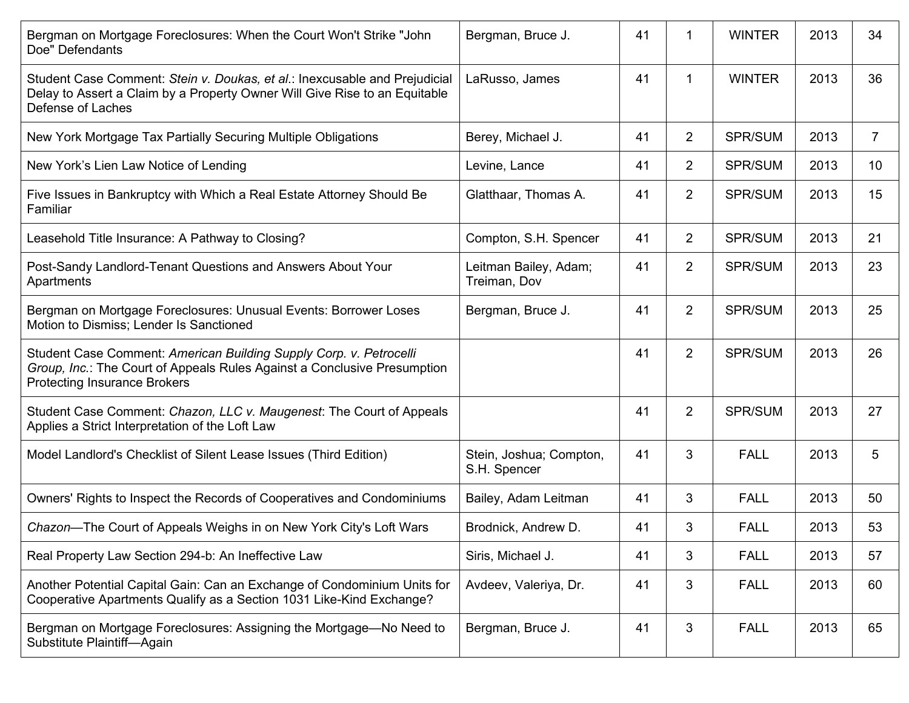| | | | | | | |
|---|---|---|---|---|---|---|
| Bergman on Mortgage Foreclosures: When the Court Won't Strike "John Doe" Defendants | Bergman, Bruce J. | 41 | 1 | WINTER | 2013 | 34 |
| Student Case Comment: *Stein v. Doukas, et al.*: Inexcusable and Prejudicial Delay to Assert a Claim by a Property Owner Will Give Rise to an Equitable Defense of Laches | LaRusso, James | 41 | 1 | WINTER | 2013 | 36 |
| New York Mortgage Tax Partially Securing Multiple Obligations | Berey, Michael J. | 41 | 2 | SPR/SUM | 2013 | 7 |
| New York's Lien Law Notice of Lending | Levine, Lance | 41 | 2 | SPR/SUM | 2013 | 10 |
| Five Issues in Bankruptcy with Which a Real Estate Attorney Should Be Familiar | Glatthaar, Thomas A. | 41 | 2 | SPR/SUM | 2013 | 15 |
| Leasehold Title Insurance: A Pathway to Closing? | Compton, S.H. Spencer | 41 | 2 | SPR/SUM | 2013 | 21 |
| Post-Sandy Landlord-Tenant Questions and Answers About Your Apartments | Leitman Bailey, Adam; Treiman, Dov | 41 | 2 | SPR/SUM | 2013 | 23 |
| Bergman on Mortgage Foreclosures: Unusual Events: Borrower Loses Motion to Dismiss; Lender Is Sanctioned | Bergman, Bruce J. | 41 | 2 | SPR/SUM | 2013 | 25 |
| Student Case Comment: *American Building Supply Corp. v. Petrocelli Group, Inc.*: The Court of Appeals Rules Against a Conclusive Presumption Protecting Insurance Brokers | | 41 | 2 | SPR/SUM | 2013 | 26 |
| Student Case Comment: *Chazon, LLC v. Maugenest*: The Court of Appeals Applies a Strict Interpretation of the Loft Law | | 41 | 2 | SPR/SUM | 2013 | 27 |
| Model Landlord's Checklist of Silent Lease Issues (Third Edition) | Stein, Joshua; Compton, S.H. Spencer | 41 | 3 | FALL | 2013 | 5 |
| Owners' Rights to Inspect the Records of Cooperatives and Condominiums | Bailey, Adam Leitman | 41 | 3 | FALL | 2013 | 50 |
| *Chazon*—The Court of Appeals Weighs in on New York City's Loft Wars | Brodnick, Andrew D. | 41 | 3 | FALL | 2013 | 53 |
| Real Property Law Section 294-b: An Ineffective Law | Siris, Michael J. | 41 | 3 | FALL | 2013 | 57 |
| Another Potential Capital Gain: Can an Exchange of Condominium Units for Cooperative Apartments Qualify as a Section 1031 Like-Kind Exchange? | Avdeev, Valeriya, Dr. | 41 | 3 | FALL | 2013 | 60 |
| Bergman on Mortgage Foreclosures: Assigning the Mortgage—No Need to Substitute Plaintiff—Again | Bergman, Bruce J. | 41 | 3 | FALL | 2013 | 65 |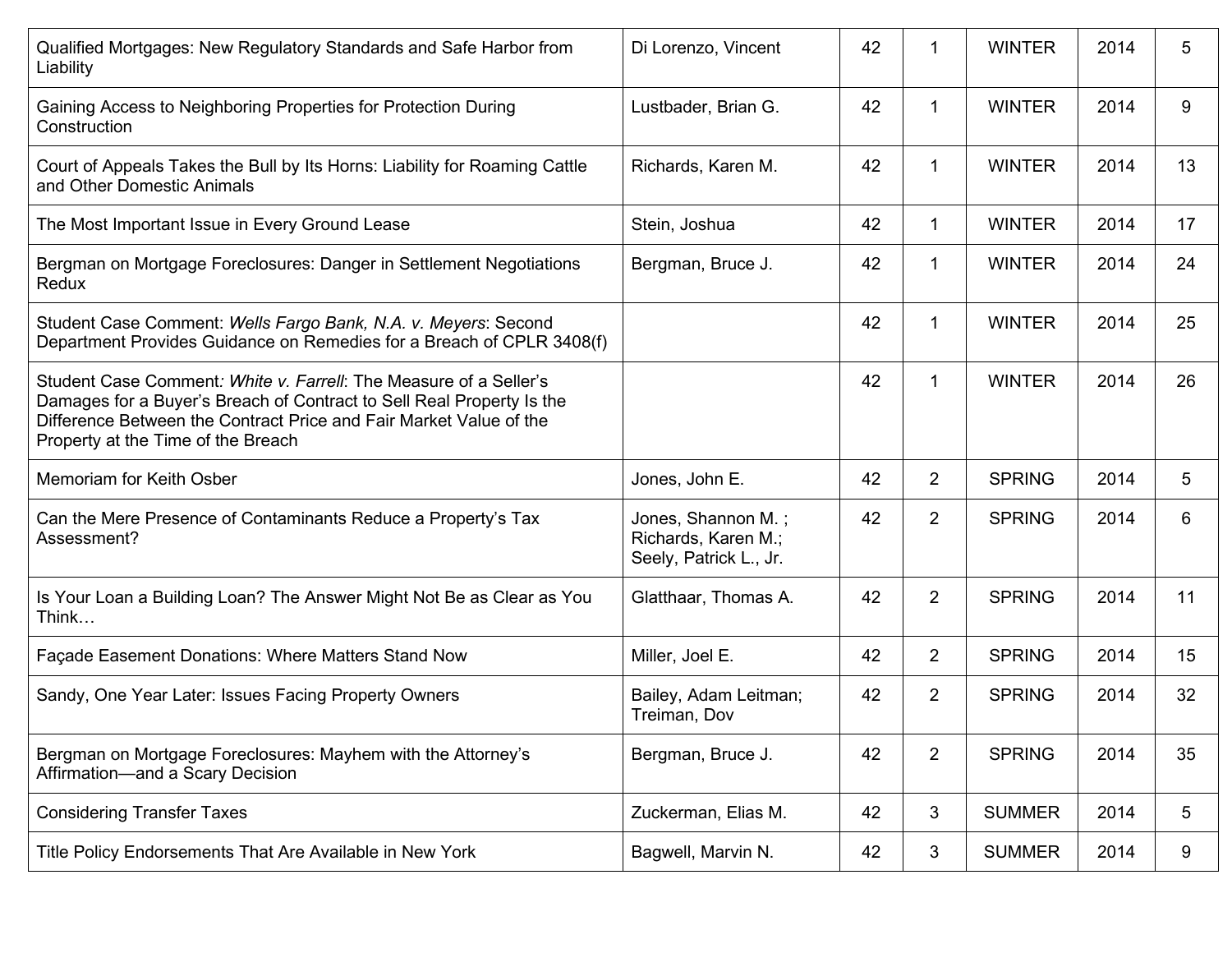| | | | | | | |
|---|---|---|---|---|---|---|
| Qualified Mortgages: New Regulatory Standards and Safe Harbor from Liability | Di Lorenzo, Vincent | 42 | 1 | WINTER | 2014 | 5 |
| Gaining Access to Neighboring Properties for Protection During Construction | Lustbader, Brian G. | 42 | 1 | WINTER | 2014 | 9 |
| Court of Appeals Takes the Bull by Its Horns: Liability for Roaming Cattle and Other Domestic Animals | Richards, Karen M. | 42 | 1 | WINTER | 2014 | 13 |
| The Most Important Issue in Every Ground Lease | Stein, Joshua | 42 | 1 | WINTER | 2014 | 17 |
| Bergman on Mortgage Foreclosures: Danger in Settlement Negotiations Redux | Bergman, Bruce J. | 42 | 1 | WINTER | 2014 | 24 |
| Student Case Comment: *Wells Fargo Bank, N.A. v. Meyers*: Second Department Provides Guidance on Remedies for a Breach of CPLR 3408(f) | | 42 | 1 | WINTER | 2014 | 25 |
| Student Case Comment*: White v. Farrell*: The Measure of a Seller's Damages for a Buyer's Breach of Contract to Sell Real Property Is the Difference Between the Contract Price and Fair Market Value of the Property at the Time of the Breach | | 42 | 1 | WINTER | 2014 | 26 |
| Memoriam for Keith Osber | Jones, John E. | 42 | 2 | SPRING | 2014 | 5 |
| Can the Mere Presence of Contaminants Reduce a Property's Tax Assessment? | Jones, Shannon M. ; Richards, Karen M.; Seely, Patrick L., Jr. | 42 | 2 | SPRING | 2014 | 6 |
| Is Your Loan a Building Loan? The Answer Might Not Be as Clear as You Think… | Glatthaar, Thomas A. | 42 | 2 | SPRING | 2014 | 11 |
| Façade Easement Donations: Where Matters Stand Now | Miller, Joel E. | 42 | 2 | SPRING | 2014 | 15 |
| Sandy, One Year Later: Issues Facing Property Owners | Bailey, Adam Leitman; Treiman, Dov | 42 | 2 | SPRING | 2014 | 32 |
| Bergman on Mortgage Foreclosures: Mayhem with the Attorney's Affirmation—and a Scary Decision | Bergman, Bruce J. | 42 | 2 | SPRING | 2014 | 35 |
| Considering Transfer Taxes | Zuckerman, Elias M. | 42 | 3 | SUMMER | 2014 | 5 |
| Title Policy Endorsements That Are Available in New York | Bagwell, Marvin N. | 42 | 3 | SUMMER | 2014 | 9 |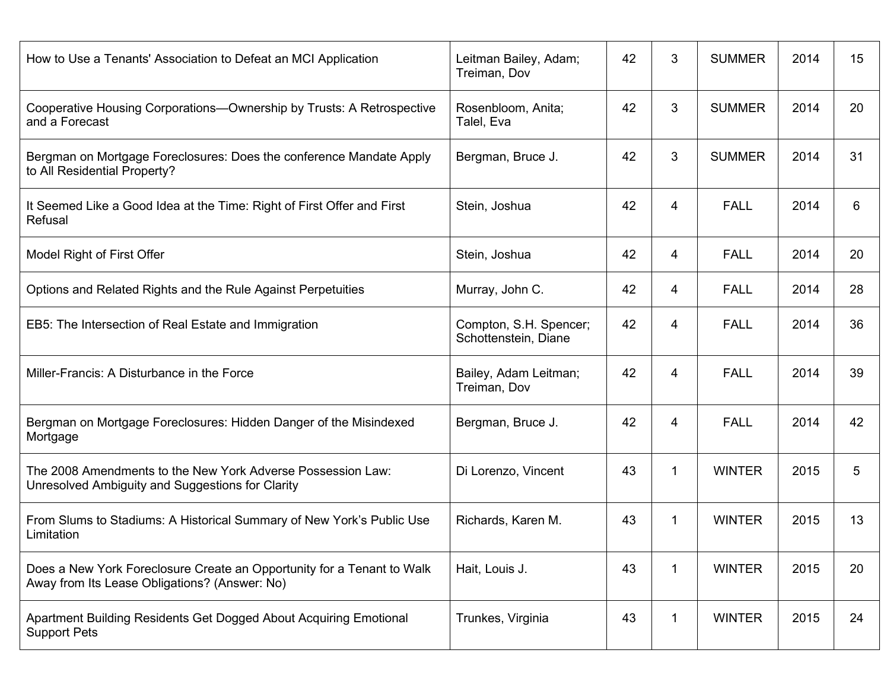| | | | | | | |
|---|---|---|---|---|---|---|
| How to Use a Tenants' Association to Defeat an MCI Application | Leitman Bailey, Adam; Treiman, Dov | 42 | 3 | SUMMER | 2014 | 15 |
| Cooperative Housing Corporations—Ownership by Trusts: A Retrospective and a Forecast | Rosenbloom, Anita; Talel, Eva | 42 | 3 | SUMMER | 2014 | 20 |
| Bergman on Mortgage Foreclosures: Does the conference Mandate Apply to All Residential Property? | Bergman, Bruce J. | 42 | 3 | SUMMER | 2014 | 31 |
| It Seemed Like a Good Idea at the Time: Right of First Offer and First Refusal | Stein, Joshua | 42 | 4 | FALL | 2014 | 6 |
| Model Right of First Offer | Stein, Joshua | 42 | 4 | FALL | 2014 | 20 |
| Options and Related Rights and the Rule Against Perpetuities | Murray, John C. | 42 | 4 | FALL | 2014 | 28 |
| EB5: The Intersection of Real Estate and Immigration | Compton, S.H. Spencer; Schottenstein, Diane | 42 | 4 | FALL | 2014 | 36 |
| Miller-Francis: A Disturbance in the Force | Bailey, Adam Leitman; Treiman, Dov | 42 | 4 | FALL | 2014 | 39 |
| Bergman on Mortgage Foreclosures: Hidden Danger of the Misindexed Mortgage | Bergman, Bruce J. | 42 | 4 | FALL | 2014 | 42 |
| The 2008 Amendments to the New York Adverse Possession Law: Unresolved Ambiguity and Suggestions for Clarity | Di Lorenzo, Vincent | 43 | 1 | WINTER | 2015 | 5 |
| From Slums to Stadiums: A Historical Summary of New York's Public Use Limitation | Richards, Karen M. | 43 | 1 | WINTER | 2015 | 13 |
| Does a New York Foreclosure Create an Opportunity for a Tenant to Walk Away from Its Lease Obligations? (Answer: No) | Hait, Louis J. | 43 | 1 | WINTER | 2015 | 20 |
| Apartment Building Residents Get Dogged About Acquiring Emotional Support Pets | Trunkes, Virginia | 43 | 1 | WINTER | 2015 | 24 |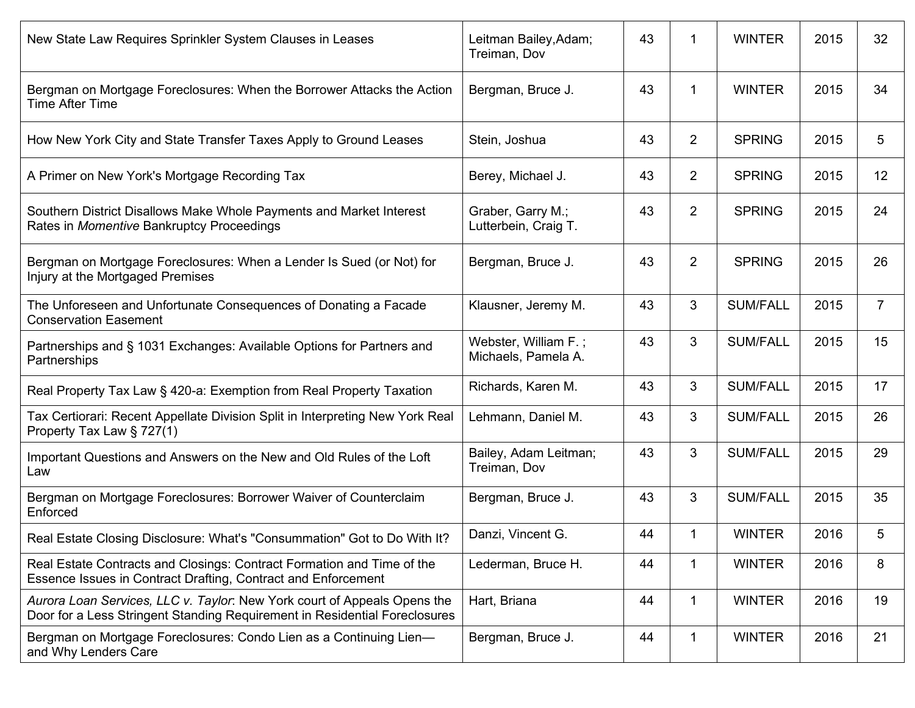| | | | | | | |
|---|---|---|---|---|---|---|
| New State Law Requires Sprinkler System Clauses in Leases | Leitman Bailey,Adam; Treiman, Dov | 43 | 1 | WINTER | 2015 | 32 |
| Bergman on Mortgage Foreclosures: When the Borrower Attacks the Action Time After Time | Bergman, Bruce J. | 43 | 1 | WINTER | 2015 | 34 |
| How New York City and State Transfer Taxes Apply to Ground Leases | Stein, Joshua | 43 | 2 | SPRING | 2015 | 5 |
| A Primer on New York's Mortgage Recording Tax | Berey, Michael J. | 43 | 2 | SPRING | 2015 | 12 |
| Southern District Disallows Make Whole Payments and Market Interest Rates in *Momentive* Bankruptcy Proceedings | Graber, Garry M.; Lutterbein, Craig T. | 43 | 2 | SPRING | 2015 | 24 |
| Bergman on Mortgage Foreclosures: When a Lender Is Sued (or Not) for Injury at the Mortgaged Premises | Bergman, Bruce J. | 43 | 2 | SPRING | 2015 | 26 |
| The Unforeseen and Unfortunate Consequences of Donating a Facade Conservation Easement | Klausner, Jeremy M. | 43 | 3 | SUM/FALL | 2015 | 7 |
| Partnerships and § 1031 Exchanges: Available Options for Partners and Partnerships | Webster, William F. ; Michaels, Pamela A. | 43 | 3 | SUM/FALL | 2015 | 15 |
| Real Property Tax Law § 420-a: Exemption from Real Property Taxation | Richards, Karen M. | 43 | 3 | SUM/FALL | 2015 | 17 |
| Tax Certiorari: Recent Appellate Division Split in Interpreting New York Real Property Tax Law § 727(1) | Lehmann, Daniel M. | 43 | 3 | SUM/FALL | 2015 | 26 |
| Important Questions and Answers on the New and Old Rules of the Loft Law | Bailey, Adam Leitman; Treiman, Dov | 43 | 3 | SUM/FALL | 2015 | 29 |
| Bergman on Mortgage Foreclosures: Borrower Waiver of Counterclaim Enforced | Bergman, Bruce J. | 43 | 3 | SUM/FALL | 2015 | 35 |
| Real Estate Closing Disclosure: What's "Consummation" Got to Do With It? | Danzi, Vincent G. | 44 | 1 | WINTER | 2016 | 5 |
| Real Estate Contracts and Closings: Contract Formation and Time of the Essence Issues in Contract Drafting, Contract and Enforcement | Lederman, Bruce H. | 44 | 1 | WINTER | 2016 | 8 |
| *Aurora Loan Services, LLC v. Taylor*: New York court of Appeals Opens the Door for a Less Stringent Standing Requirement in Residential Foreclosures | Hart, Briana | 44 | 1 | WINTER | 2016 | 19 |
| Bergman on Mortgage Foreclosures: Condo Lien as a Continuing Lien—and Why Lenders Care | Bergman, Bruce J. | 44 | 1 | WINTER | 2016 | 21 |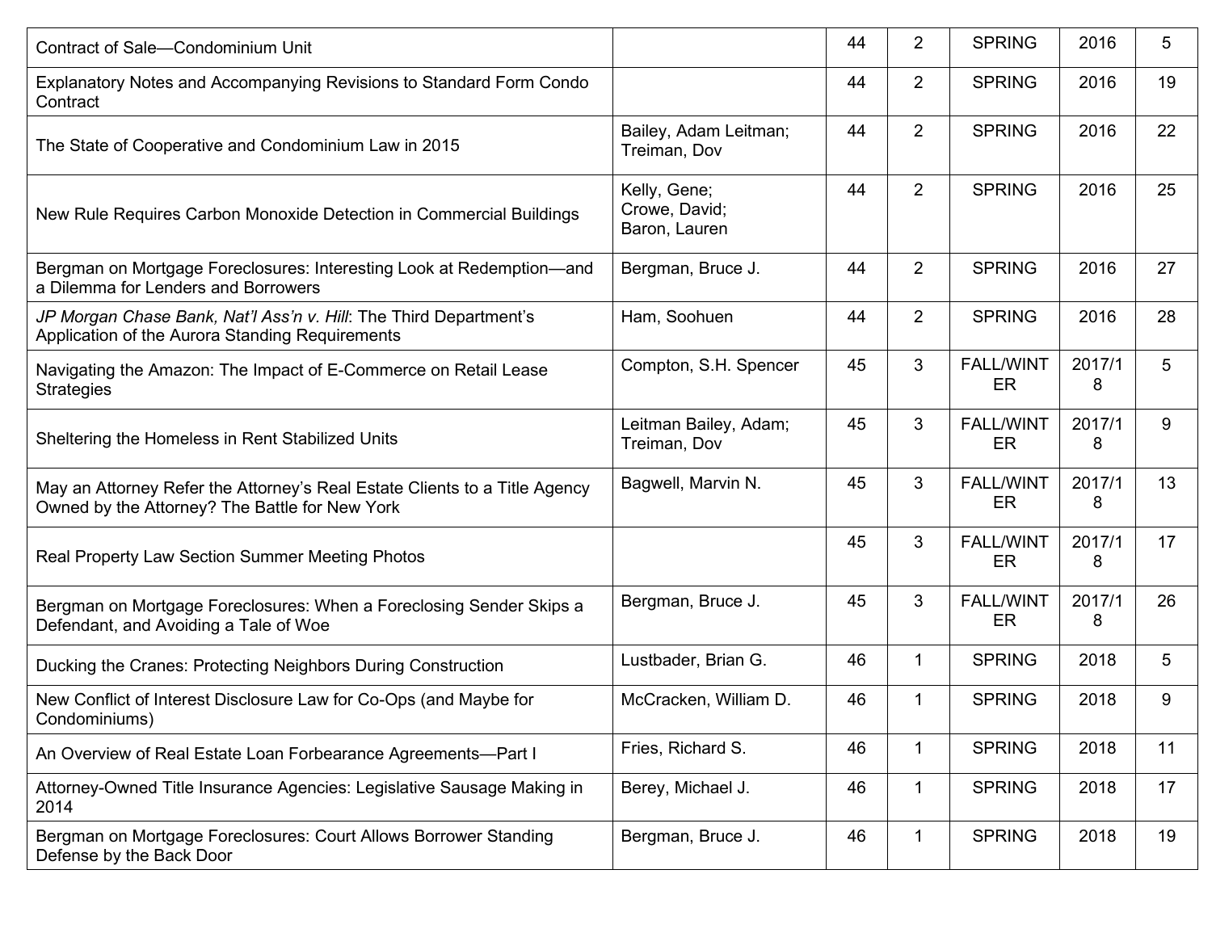| | | | | | | |
|---|---|---|---|---|---|---|
| Contract of Sale—Condominium Unit | | 44 | 2 | SPRING | 2016 | 5 |
| Explanatory Notes and Accompanying Revisions to Standard Form Condo Contract | | 44 | 2 | SPRING | 2016 | 19 |
| The State of Cooperative and Condominium Law in 2015 | Bailey, Adam Leitman; Treiman, Dov | 44 | 2 | SPRING | 2016 | 22 |
| New Rule Requires Carbon Monoxide Detection in Commercial Buildings | Kelly, Gene; Crowe, David; Baron, Lauren | 44 | 2 | SPRING | 2016 | 25 |
| Bergman on Mortgage Foreclosures: Interesting Look at Redemption—and a Dilemma for Lenders and Borrowers | Bergman, Bruce J. | 44 | 2 | SPRING | 2016 | 27 |
| *JP Morgan Chase Bank, Nat'l Ass'n v. Hill*: The Third Department's Application of the Aurora Standing Requirements | Ham, Soohuen | 44 | 2 | SPRING | 2016 | 28 |
| Navigating the Amazon: The Impact of E-Commerce on Retail Lease Strategies | Compton, S.H. Spencer | 45 | 3 | FALL/WINTER | 2017/18 | 5 |
| Sheltering the Homeless in Rent Stabilized Units | Leitman Bailey, Adam; Treiman, Dov | 45 | 3 | FALL/WINTER | 2017/18 | 9 |
| May an Attorney Refer the Attorney's Real Estate Clients to a Title Agency Owned by the Attorney? The Battle for New York | Bagwell, Marvin N. | 45 | 3 | FALL/WINTER | 2017/18 | 13 |
| Real Property Law Section Summer Meeting Photos | | 45 | 3 | FALL/WINTER | 2017/18 | 17 |
| Bergman on Mortgage Foreclosures: When a Foreclosing Sender Skips a Defendant, and Avoiding a Tale of Woe | Bergman, Bruce J. | 45 | 3 | FALL/WINTER | 2017/18 | 26 |
| Ducking the Cranes: Protecting Neighbors During Construction | Lustbader, Brian G. | 46 | 1 | SPRING | 2018 | 5 |
| New Conflict of Interest Disclosure Law for Co-Ops (and Maybe for Condominiums) | McCracken, William D. | 46 | 1 | SPRING | 2018 | 9 |
| An Overview of Real Estate Loan Forbearance Agreements—Part I | Fries, Richard S. | 46 | 1 | SPRING | 2018 | 11 |
| Attorney-Owned Title Insurance Agencies: Legislative Sausage Making in 2014 | Berey, Michael J. | 46 | 1 | SPRING | 2018 | 17 |
| Bergman on Mortgage Foreclosures: Court Allows Borrower Standing Defense by the Back Door | Bergman, Bruce J. | 46 | 1 | SPRING | 2018 | 19 |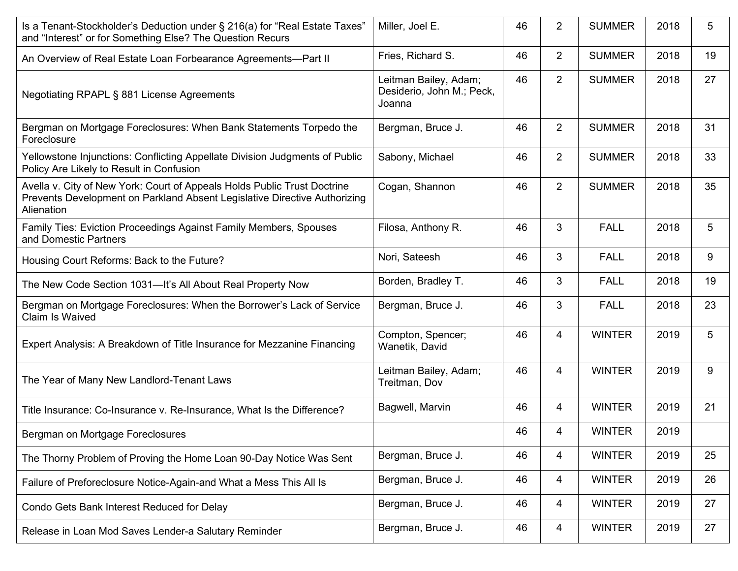| | | | | | | |
|---|---|---|---|---|---|---|
| Is a Tenant-Stockholder's Deduction under § 216(a) for "Real Estate Taxes" and "Interest" or for Something Else? The Question Recurs | Miller, Joel E. | 46 | 2 | SUMMER | 2018 | 5 |
| An Overview of Real Estate Loan Forbearance Agreements—Part II | Fries, Richard S. | 46 | 2 | SUMMER | 2018 | 19 |
| Negotiating RPAPL § 881 License Agreements | Leitman Bailey, Adam; Desiderio, John M.; Peck, Joanna | 46 | 2 | SUMMER | 2018 | 27 |
| Bergman on Mortgage Foreclosures: When Bank Statements Torpedo the Foreclosure | Bergman, Bruce J. | 46 | 2 | SUMMER | 2018 | 31 |
| Yellowstone Injunctions: Conflicting Appellate Division Judgments of Public Policy Are Likely to Result in Confusion | Sabony, Michael | 46 | 2 | SUMMER | 2018 | 33 |
| Avella v. City of New York: Court of Appeals Holds Public Trust Doctrine Prevents Development on Parkland Absent Legislative Directive Authorizing Alienation | Cogan, Shannon | 46 | 2 | SUMMER | 2018 | 35 |
| Family Ties: Eviction Proceedings Against Family Members, Spouses and Domestic Partners | Filosa, Anthony R. | 46 | 3 | FALL | 2018 | 5 |
| Housing Court Reforms: Back to the Future? | Nori, Sateesh | 46 | 3 | FALL | 2018 | 9 |
| The New Code Section 1031—It's All About Real Property Now | Borden, Bradley T. | 46 | 3 | FALL | 2018 | 19 |
| Bergman on Mortgage Foreclosures: When the Borrower's Lack of Service Claim Is Waived | Bergman, Bruce J. | 46 | 3 | FALL | 2018 | 23 |
| Expert Analysis: A Breakdown of Title Insurance for Mezzanine Financing | Compton, Spencer; Wanetik, David | 46 | 4 | WINTER | 2019 | 5 |
| The Year of Many New Landlord-Tenant Laws | Leitman Bailey, Adam; Treitman, Dov | 46 | 4 | WINTER | 2019 | 9 |
| Title Insurance: Co-Insurance v. Re-Insurance, What Is the Difference? | Bagwell, Marvin | 46 | 4 | WINTER | 2019 | 21 |
| Bergman on Mortgage Foreclosures | | 46 | 4 | WINTER | 2019 | |
| The Thorny Problem of Proving the Home Loan 90-Day Notice Was Sent | Bergman, Bruce J. | 46 | 4 | WINTER | 2019 | 25 |
| Failure of Preforeclosure Notice-Again-and What a Mess This All Is | Bergman, Bruce J. | 46 | 4 | WINTER | 2019 | 26 |
| Condo Gets Bank Interest Reduced for Delay | Bergman, Bruce J. | 46 | 4 | WINTER | 2019 | 27 |
| Release in Loan Mod Saves Lender-a Salutary Reminder | Bergman, Bruce J. | 46 | 4 | WINTER | 2019 | 27 |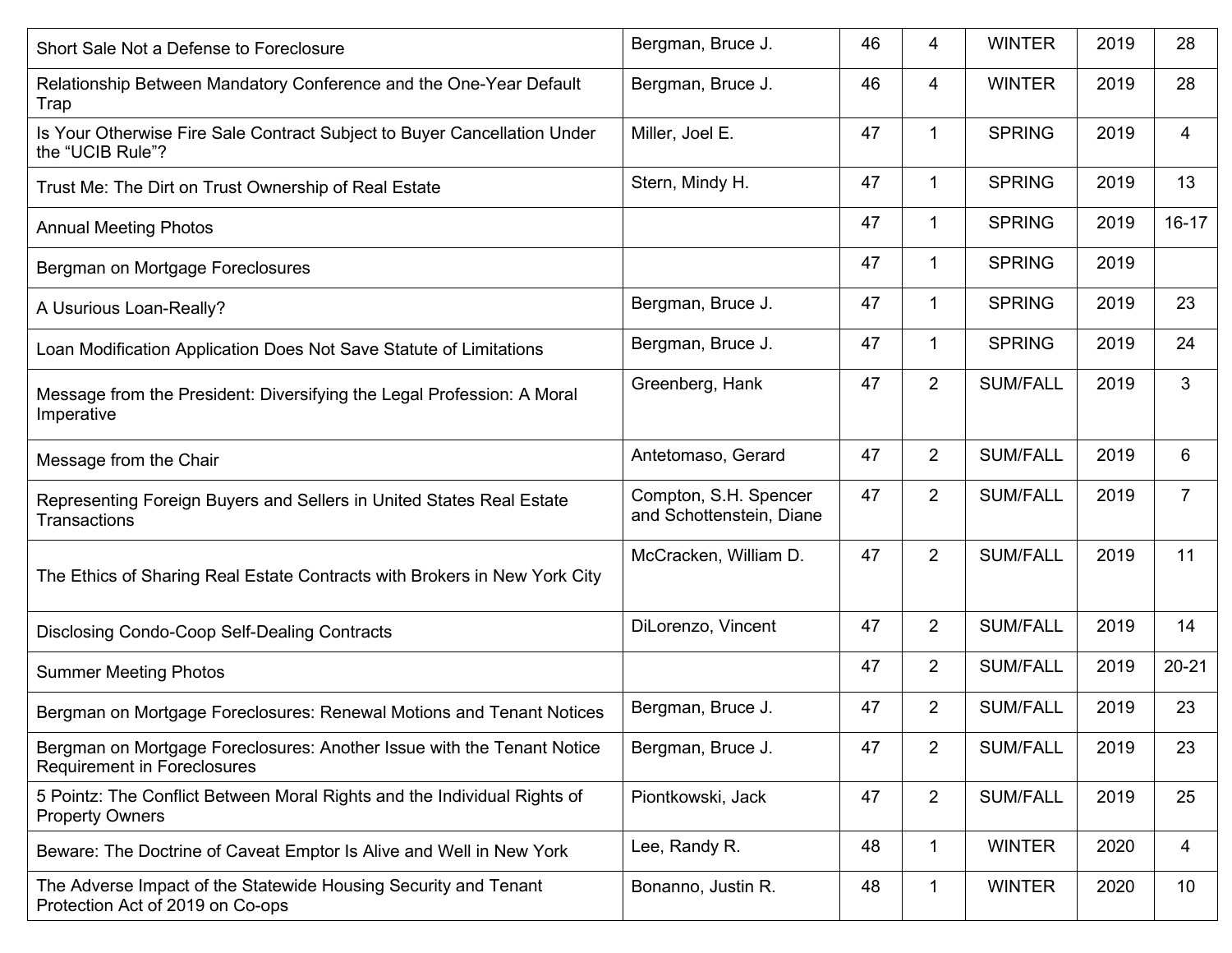| | | | | | | |
|---|---|---|---|---|---|---|
| Short Sale Not a Defense to Foreclosure | Bergman, Bruce J. | 46 | 4 | WINTER | 2019 | 28 |
| Relationship Between Mandatory Conference and the One-Year Default Trap | Bergman, Bruce J. | 46 | 4 | WINTER | 2019 | 28 |
| Is Your Otherwise Fire Sale Contract Subject to Buyer Cancellation Under the “UCIB Rule”? | Miller, Joel E. | 47 | 1 | SPRING | 2019 | 4 |
| Trust Me: The Dirt on Trust Ownership of Real Estate | Stern, Mindy H. | 47 | 1 | SPRING | 2019 | 13 |
| Annual Meeting Photos | | 47 | 1 | SPRING | 2019 | 16-17 |
| Bergman on Mortgage Foreclosures | | 47 | 1 | SPRING | 2019 | |
| A Usurious Loan-Really? | Bergman, Bruce J. | 47 | 1 | SPRING | 2019 | 23 |
| Loan Modification Application Does Not Save Statute of Limitations | Bergman, Bruce J. | 47 | 1 | SPRING | 2019 | 24 |
| Message from the President: Diversifying the Legal Profession: A Moral Imperative | Greenberg, Hank | 47 | 2 | SUM/FALL | 2019 | 3 |
| Message from the Chair | Antetomaso, Gerard | 47 | 2 | SUM/FALL | 2019 | 6 |
| Representing Foreign Buyers and Sellers in United States Real Estate Transactions | Compton, S.H. Spencer and Schottenstein, Diane | 47 | 2 | SUM/FALL | 2019 | 7 |
| The Ethics of Sharing Real Estate Contracts with Brokers in New York City | McCracken, William D. | 47 | 2 | SUM/FALL | 2019 | 11 |
| Disclosing Condo-Coop Self-Dealing Contracts | DiLorenzo, Vincent | 47 | 2 | SUM/FALL | 2019 | 14 |
| Summer Meeting Photos | | 47 | 2 | SUM/FALL | 2019 | 20-21 |
| Bergman on Mortgage Foreclosures: Renewal Motions and Tenant Notices | Bergman, Bruce J. | 47 | 2 | SUM/FALL | 2019 | 23 |
| Bergman on Mortgage Foreclosures: Another Issue with the Tenant Notice Requirement in Foreclosures | Bergman, Bruce J. | 47 | 2 | SUM/FALL | 2019 | 23 |
| 5 Pointz: The Conflict Between Moral Rights and the Individual Rights of Property Owners | Piontkowski, Jack | 47 | 2 | SUM/FALL | 2019 | 25 |
| Beware: The Doctrine of Caveat Emptor Is Alive and Well in New York | Lee, Randy R. | 48 | 1 | WINTER | 2020 | 4 |
| The Adverse Impact of the Statewide Housing Security and Tenant Protection Act of 2019 on Co-ops | Bonanno, Justin R. | 48 | 1 | WINTER | 2020 | 10 |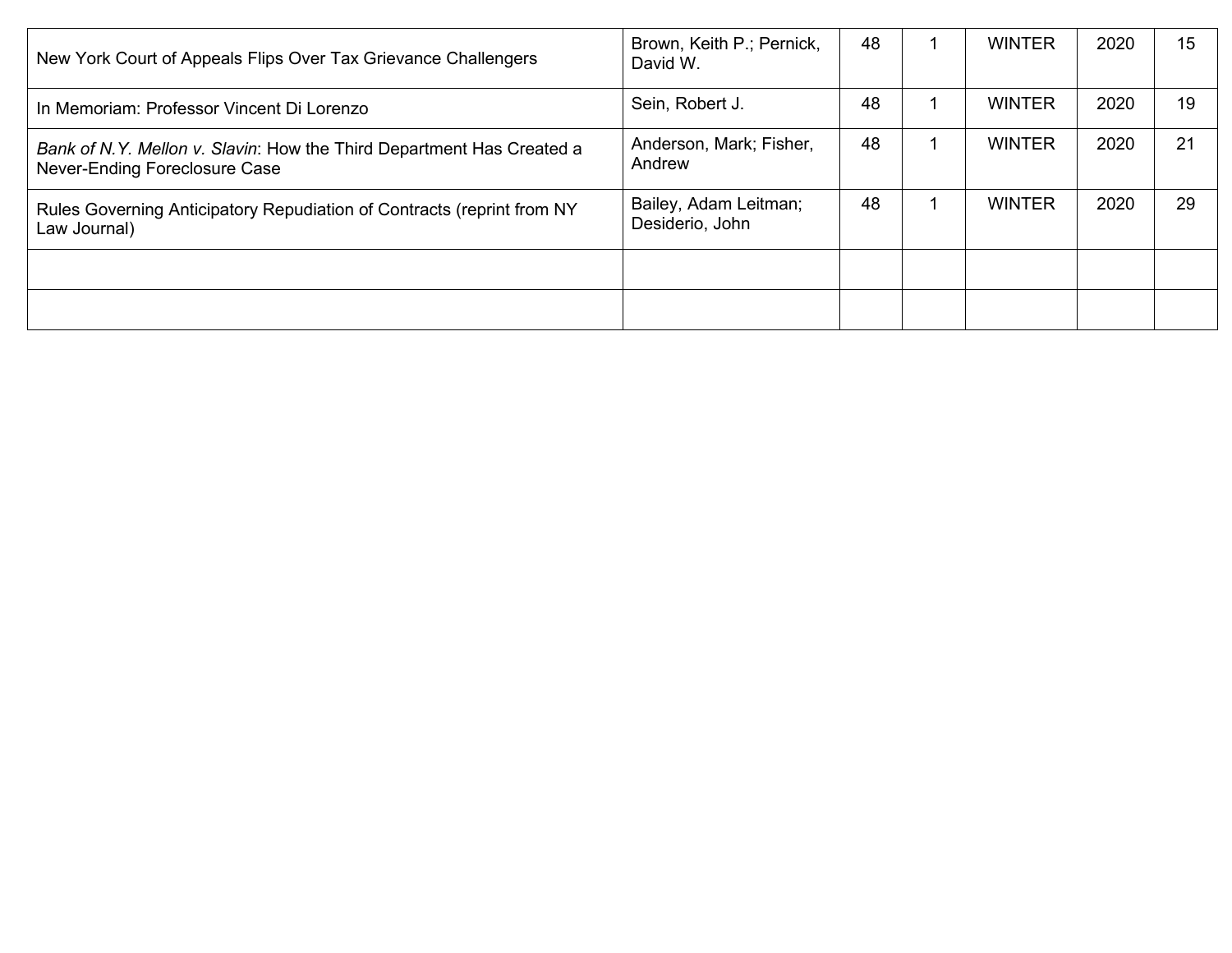| | | | | | | |
|---|---|---|---|---|---|---|
| New York Court of Appeals Flips Over Tax Grievance Challengers | Brown, Keith P.; Pernick, David W. | 48 | 1 | WINTER | 2020 | 15 |
| In Memoriam: Professor Vincent Di Lorenzo | Sein, Robert J. | 48 | 1 | WINTER | 2020 | 19 |
| *Bank of N.Y. Mellon v. Slavin*: How the Third Department Has Created a Never-Ending Foreclosure Case | Anderson, Mark; Fisher, Andrew | 48 | 1 | WINTER | 2020 | 21 |
| Rules Governing Anticipatory Repudiation of Contracts (reprint from NY Law Journal) | Bailey, Adam Leitman; Desiderio, John | 48 | 1 | WINTER | 2020 | 29 |
| | | | | | | |
| | | | | | | |